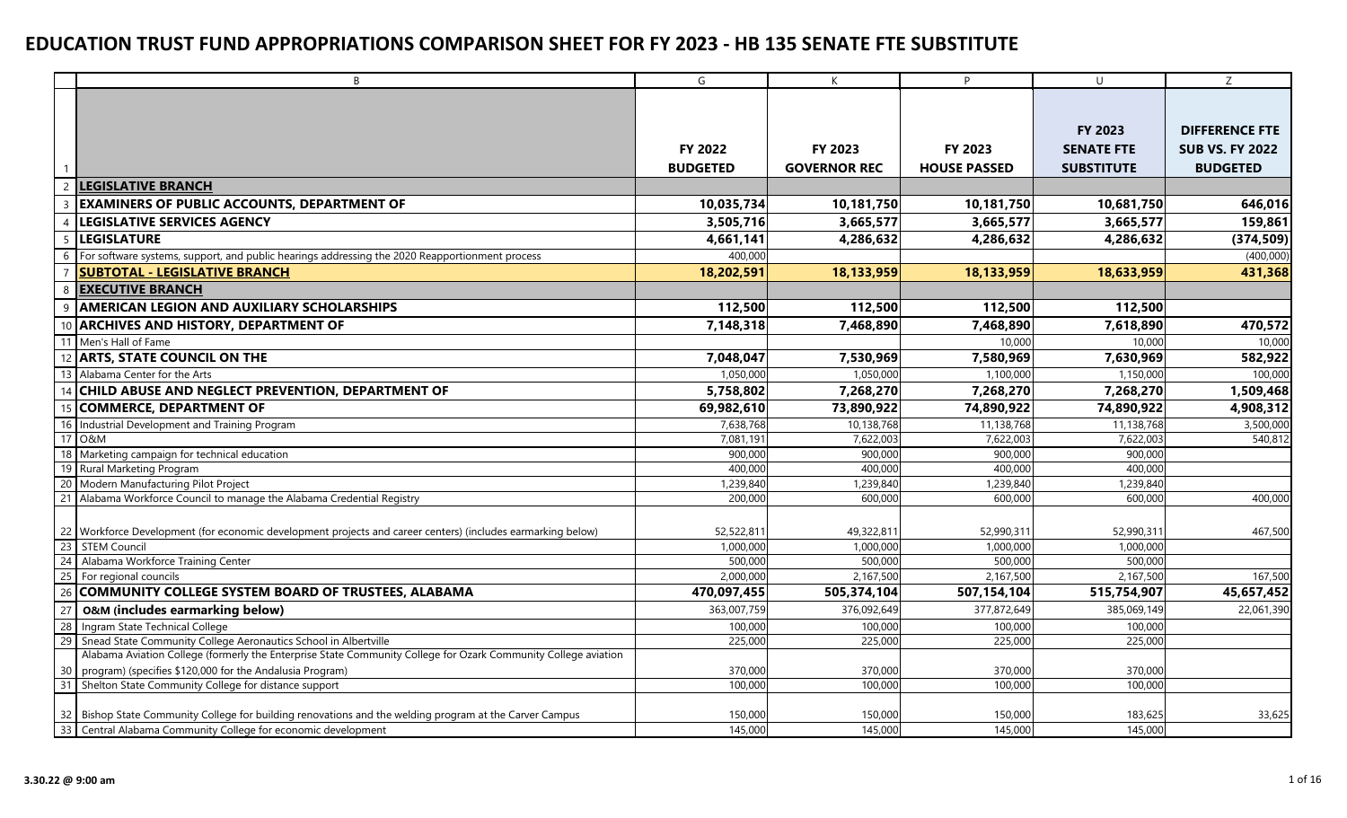# EDUCATION TRUST FUND APPROPRIATIONS COMPARISON SHEET FOR FY 2023 - HB 135 SENATE FTE SUBSTITUTE

| | B | G | K | P | U | Z |
|---|---|---|---|---|---|---|
| 1 | | **FY 2022 BUDGETED** | **FY 2023 GOVERNOR REC** | **FY 2023 HOUSE PASSED** | **FY 2023 SENATE FTE SUBSTITUTE** | **DIFFERENCE FTE SUB VS. FY 2022 BUDGETED** |
| 2 | **LEGISLATIVE BRANCH** | | | | | |
| 3 | **EXAMINERS OF PUBLIC ACCOUNTS, DEPARTMENT OF** | **10,035,734** | **10,181,750** | **10,181,750** | **10,681,750** | **646,016** |
| 4 | **LEGISLATIVE SERVICES AGENCY** | **3,505,716** | **3,665,577** | **3,665,577** | **3,665,577** | **159,861** |
| 5 | **LEGISLATURE** | **4,661,141** | **4,286,632** | **4,286,632** | **4,286,632** | **(374,509)** |
| 6 | For software systems, support, and public hearings addressing the 2020 Reapportionment process | 400,000 | | | | (400,000) |
| 7 | **SUBTOTAL - LEGISLATIVE BRANCH** | **18,202,591** | **18,133,959** | **18,133,959** | **18,633,959** | **431,368** |
| 8 | **EXECUTIVE BRANCH** | | | | | |
| 9 | **AMERICAN LEGION AND AUXILIARY SCHOLARSHIPS** | **112,500** | **112,500** | **112,500** | **112,500** | |
| 10 | **ARCHIVES AND HISTORY, DEPARTMENT OF** | **7,148,318** | **7,468,890** | **7,468,890** | **7,618,890** | **470,572** |
| 11 | Men's Hall of Fame | | | 10,000 | 10,000 | 10,000 |
| 12 | **ARTS, STATE COUNCIL ON THE** | **7,048,047** | **7,530,969** | **7,580,969** | **7,630,969** | **582,922** |
| 13 | Alabama Center for the Arts | 1,050,000 | 1,050,000 | 1,100,000 | 1,150,000 | 100,000 |
| 14 | **CHILD ABUSE AND NEGLECT PREVENTION, DEPARTMENT OF** | **5,758,802** | **7,268,270** | **7,268,270** | **7,268,270** | **1,509,468** |
| 15 | **COMMERCE, DEPARTMENT OF** | **69,982,610** | **73,890,922** | **74,890,922** | **74,890,922** | **4,908,312** |
| 16 | Industrial Development and Training Program | 7,638,768 | 10,138,768 | 11,138,768 | 11,138,768 | 3,500,000 |
| 17 | O&M | 7,081,191 | 7,622,003 | 7,622,003 | 7,622,003 | 540,812 |
| 18 | Marketing campaign for technical education | 900,000 | 900,000 | 900,000 | 900,000 | |
| 19 | Rural Marketing Program | 400,000 | 400,000 | 400,000 | 400,000 | |
| 20 | Modern Manufacturing Pilot Project | 1,239,840 | 1,239,840 | 1,239,840 | 1,239,840 | |
| 21 | Alabama Workforce Council to manage the Alabama Credential Registry | 200,000 | 600,000 | 600,000 | 600,000 | 400,000 |
| 22 | Workforce Development (for economic development projects and career centers) (includes earmarking below) | 52,522,811 | 49,322,811 | 52,990,311 | 52,990,311 | 467,500 |
| 23 | STEM Council | 1,000,000 | 1,000,000 | 1,000,000 | 1,000,000 | |
| 24 | Alabama Workforce Training Center | 500,000 | 500,000 | 500,000 | 500,000 | |
| 25 | For regional councils | 2,000,000 | 2,167,500 | 2,167,500 | 2,167,500 | 167,500 |
| 26 | **COMMUNITY COLLEGE SYSTEM BOARD OF TRUSTEES, ALABAMA** | **470,097,455** | **505,374,104** | **507,154,104** | **515,754,907** | **45,657,452** |
| 27 | **O&M (includes earmarking below)** | 363,007,759 | 376,092,649 | 377,872,649 | 385,069,149 | 22,061,390 |
| 28 | Ingram State Technical College | 100,000 | 100,000 | 100,000 | 100,000 | |
| 29 | Snead State Community College Aeronautics School in Albertville | 225,000 | 225,000 | 225,000 | 225,000 | |
| 30 | Alabama Aviation College (formerly the Enterprise State Community College for Ozark Community College aviation program) (specifies $120,000 for the Andalusia Program) | 370,000 | 370,000 | 370,000 | 370,000 | |
| 31 | Shelton State Community College for distance support | 100,000 | 100,000 | 100,000 | 100,000 | |
| 32 | Bishop State Community College for building renovations and the welding program at the Carver Campus | 150,000 | 150,000 | 150,000 | 183,625 | 33,625 |
| 33 | Central Alabama Community College for economic development | 145,000 | 145,000 | 145,000 | 145,000 | |

3.30.22 @ 9:00 am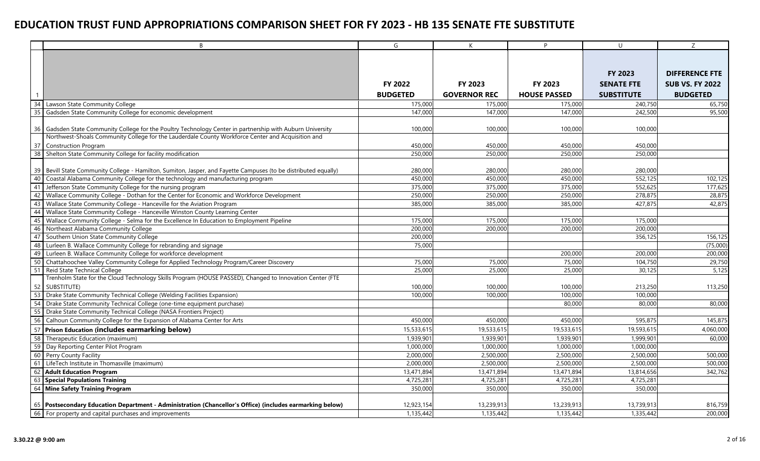# EDUCATION TRUST FUND APPROPRIATIONS COMPARISON SHEET FOR FY 2023 - HB 135 SENATE FTE SUBSTITUTE

| | B | G | K | P | U | Z |
|---|---|---|---|---|---|---|
| 1 | | **FY 2022 BUDGETED** | **FY 2023 GOVERNOR REC** | **FY 2023 HOUSE PASSED** | **FY 2023 SENATE FTE SUBSTITUTE** | **DIFFERENCE FTE SUB VS. FY 2022 BUDGETED** |
| 34 | Lawson State Community College | 175,000 | 175,000 | 175,000 | 240,750 | 65,750 |
| 35 | Gadsden State Community College for economic development | 147,000 | 147,000 | 147,000 | 242,500 | 95,500 |
| 36 | Gadsden State Community College for the Poultry Technology Center in partnership with Auburn University | 100,000 | 100,000 | 100,000 | 100,000 | |
| 37 | Northwest-Shoals Community College for the Lauderdale County Workforce Center and Acquisition and Construction Program | 450,000 | 450,000 | 450,000 | 450,000 | |
| 38 | Shelton State Community College for facility modification | 250,000 | 250,000 | 250,000 | 250,000 | |
| 39 | Bevill State Community College - Hamilton, Sumiton, Jasper, and Fayette Campuses (to be distributed equally) | 280,000 | 280,000 | 280,000 | 280,000 | |
| 40 | Coastal Alabama Community College for the technology and manufacturing program | 450,000 | 450,000 | 450,000 | 552,125 | 102,125 |
| 41 | Jefferson State Community College for the nursing program | 375,000 | 375,000 | 375,000 | 552,625 | 177,625 |
| 42 | Wallace Community College - Dothan for the Center for Economic and Workforce Development | 250,000 | 250,000 | 250,000 | 278,875 | 28,875 |
| 43 | Wallace State Community College - Hanceville for the Aviation Program | 385,000 | 385,000 | 385,000 | 427,875 | 42,875 |
| 44 | Wallace State Community College - Hanceville Winston County Learning Center | | | | | |
| 45 | Wallace Community College - Selma for the Excellence In Education to Employment Pipeline | 175,000 | 175,000 | 175,000 | 175,000 | |
| 46 | Northeast Alabama Community College | 200,000 | 200,000 | 200,000 | 200,000 | |
| 47 | Southern Union State Community College | 200,000 | | | 356,125 | 156,125 |
| 48 | Lurleen B. Wallace Community College for rebranding and signage | 75,000 | | | | (75,000) |
| 49 | Lurleen B. Wallace Community College for workforce development | | | 200,000 | 200,000 | 200,000 |
| 50 | Chattahoochee Valley Community College for Applied Technology Program/Career Discovery | 75,000 | 75,000 | 75,000 | 104,750 | 29,750 |
| 51 | Reid State Technical College | 25,000 | 25,000 | 25,000 | 30,125 | 5,125 |
| 52 | Trenholm State for the Cloud Technology Skills Program (HOUSE PASSED), Changed to Innovation Center (FTE SUBSTITUTE) | 100,000 | 100,000 | 100,000 | 213,250 | 113,250 |
| 53 | Drake State Community Technical College (Welding Facilities Expansion) | 100,000 | 100,000 | 100,000 | 100,000 | |
| 54 | Drake State Community Technical College (one-time equipment purchase) | | | 80,000 | 80,000 | 80,000 |
| 55 | Drake State Community Technical College (NASA Frontiers Project) | | | | | |
| 56 | Calhoun Community College for the Expansion of Alabama Center for Arts | 450,000 | 450,000 | 450,000 | 595,875 | 145,875 |
| 57 | **Prison Education (includes earmarking below)** | 15,533,615 | 19,533,615 | 19,533,615 | 19,593,615 | 4,060,000 |
| 58 | Therapeutic Education (maximum) | 1,939,901 | 1,939,901 | 1,939,901 | 1,999,901 | 60,000 |
| 59 | Day Reporting Center Pilot Program | 1,000,000 | 1,000,000 | 1,000,000 | 1,000,000 | |
| 60 | Perry County Facility | 2,000,000 | 2,500,000 | 2,500,000 | 2,500,000 | 500,000 |
| 61 | LifeTech Institute in Thomasville (maximum) | 2,000,000 | 2,500,000 | 2,500,000 | 2,500,000 | 500,000 |
| 62 | **Adult Education Program** | 13,471,894 | 13,471,894 | 13,471,894 | 13,814,656 | 342,762 |
| 63 | **Special Populations Training** | 4,725,281 | 4,725,281 | 4,725,281 | 4,725,281 | |
| 64 | **Mine Safety Training Program** | 350,000 | 350,000 | 350,000 | 350,000 | |
| 65 | **Postsecondary Education Department - Administration (Chancellor's Office) (includes earmarking below)** | 12,923,154 | 13,239,913 | 13,239,913 | 13,739,913 | 816,759 |
| 66 | For property and capital purchases and improvements | 1,135,442 | 1,135,442 | 1,135,442 | 1,335,442 | 200,000 |

3.30.22 @ 9:00 am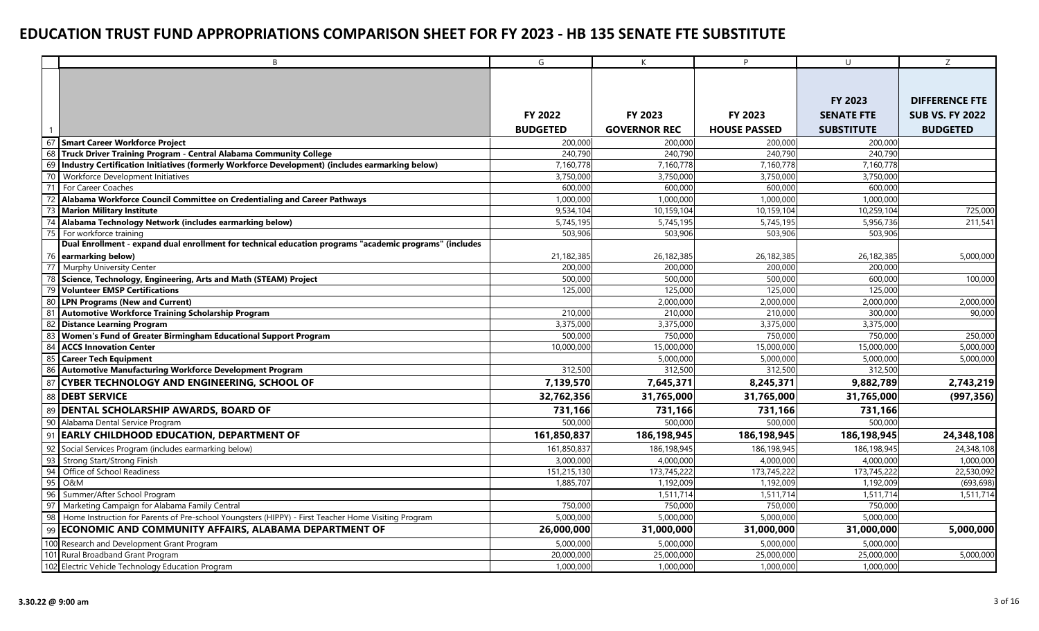# EDUCATION TRUST FUND APPROPRIATIONS COMPARISON SHEET FOR FY 2023 - HB 135 SENATE FTE SUBSTITUTE

| | B | G | K | P | U | Z |
|---|---|---|---|---|---|---|
| 1 | | **FY 2022 BUDGETED** | **FY 2023 GOVERNOR REC** | **FY 2023 HOUSE PASSED** | **FY 2023 SENATE FTE SUBSTITUTE** | **DIFFERENCE FTE SUB VS. FY 2022 BUDGETED** |
| 67 | **Smart Career Workforce Project** | 200,000 | 200,000 | 200,000 | 200,000 | |
| 68 | **Truck Driver Training Program - Central Alabama Community College** | 240,790 | 240,790 | 240,790 | 240,790 | |
| 69 | **Industry Certification Initiatives (formerly Workforce Development) (includes earmarking below)** | 7,160,778 | 7,160,778 | 7,160,778 | 7,160,778 | |
| 70 | Workforce Development Initiatives | 3,750,000 | 3,750,000 | 3,750,000 | 3,750,000 | |
| 71 | For Career Coaches | 600,000 | 600,000 | 600,000 | 600,000 | |
| 72 | **Alabama Workforce Council Committee on Credentialing and Career Pathways** | 1,000,000 | 1,000,000 | 1,000,000 | 1,000,000 | |
| 73 | **Marion Military Institute** | 9,534,104 | 10,159,104 | 10,159,104 | 10,259,104 | 725,000 |
| 74 | **Alabama Technology Network (includes earmarking below)** | 5,745,195 | 5,745,195 | 5,745,195 | 5,956,736 | 211,541 |
| 75 | For workforce training | 503,906 | 503,906 | 503,906 | 503,906 | |
| 76 | **Dual Enrollment - expand dual enrollment for technical education programs "academic programs" (includes earmarking below)** | 21,182,385 | 26,182,385 | 26,182,385 | 26,182,385 | 5,000,000 |
| 77 | Murphy University Center | 200,000 | 200,000 | 200,000 | 200,000 | |
| 78 | **Science, Technology, Engineering, Arts and Math (STEAM) Project** | 500,000 | 500,000 | 500,000 | 600,000 | 100,000 |
| 79 | **Volunteer EMSP Certifications** | 125,000 | 125,000 | 125,000 | 125,000 | |
| 80 | **LPN Programs (New and Current)** | | 2,000,000 | 2,000,000 | 2,000,000 | 2,000,000 |
| 81 | **Automotive Workforce Training Scholarship Program** | 210,000 | 210,000 | 210,000 | 300,000 | 90,000 |
| 82 | **Distance Learning Program** | 3,375,000 | 3,375,000 | 3,375,000 | 3,375,000 | |
| 83 | **Women's Fund of Greater Birmingham Educational Support Program** | 500,000 | 750,000 | 750,000 | 750,000 | 250,000 |
| 84 | **ACCS Innovation Center** | 10,000,000 | 15,000,000 | 15,000,000 | 15,000,000 | 5,000,000 |
| 85 | **Career Tech Equipment** | | 5,000,000 | 5,000,000 | 5,000,000 | 5,000,000 |
| 86 | **Automotive Manufacturing Workforce Development Program** | 312,500 | 312,500 | 312,500 | 312,500 | |
| 87 | **CYBER TECHNOLOGY AND ENGINEERING, SCHOOL OF** | **7,139,570** | **7,645,371** | **8,245,371** | **9,882,789** | **2,743,219** |
| 88 | **DEBT SERVICE** | **32,762,356** | **31,765,000** | **31,765,000** | **31,765,000** | **(997,356)** |
| 89 | **DENTAL SCHOLARSHIP AWARDS, BOARD OF** | **731,166** | **731,166** | **731,166** | **731,166** | |
| 90 | Alabama Dental Service Program | 500,000 | 500,000 | 500,000 | 500,000 | |
| 91 | **EARLY CHILDHOOD EDUCATION, DEPARTMENT OF** | **161,850,837** | **186,198,945** | **186,198,945** | **186,198,945** | **24,348,108** |
| 92 | Social Services Program (includes earmarking below) | 161,850,837 | 186,198,945 | 186,198,945 | 186,198,945 | 24,348,108 |
| 93 | Strong Start/Strong Finish | 3,000,000 | 4,000,000 | 4,000,000 | 4,000,000 | 1,000,000 |
| 94 | Office of School Readiness | 151,215,130 | 173,745,222 | 173,745,222 | 173,745,222 | 22,530,092 |
| 95 | O&M | 1,885,707 | 1,192,009 | 1,192,009 | 1,192,009 | (693,698) |
| 96 | Summer/After School Program | | 1,511,714 | 1,511,714 | 1,511,714 | 1,511,714 |
| 97 | Marketing Campaign for Alabama Family Central | 750,000 | 750,000 | 750,000 | 750,000 | |
| 98 | Home Instruction for Parents of Pre-school Youngsters (HIPPY) - First Teacher Home Visiting Program | 5,000,000 | 5,000,000 | 5,000,000 | 5,000,000 | |
| 99 | **ECONOMIC AND COMMUNITY AFFAIRS, ALABAMA DEPARTMENT OF** | **26,000,000** | **31,000,000** | **31,000,000** | **31,000,000** | **5,000,000** |
| 100 | Research and Development Grant Program | 5,000,000 | 5,000,000 | 5,000,000 | 5,000,000 | |
| 101 | Rural Broadband Grant Program | 20,000,000 | 25,000,000 | 25,000,000 | 25,000,000 | 5,000,000 |
| 102 | Electric Vehicle Technology Education Program | 1,000,000 | 1,000,000 | 1,000,000 | 1,000,000 | |

**3.30.22 @ 9:00 am**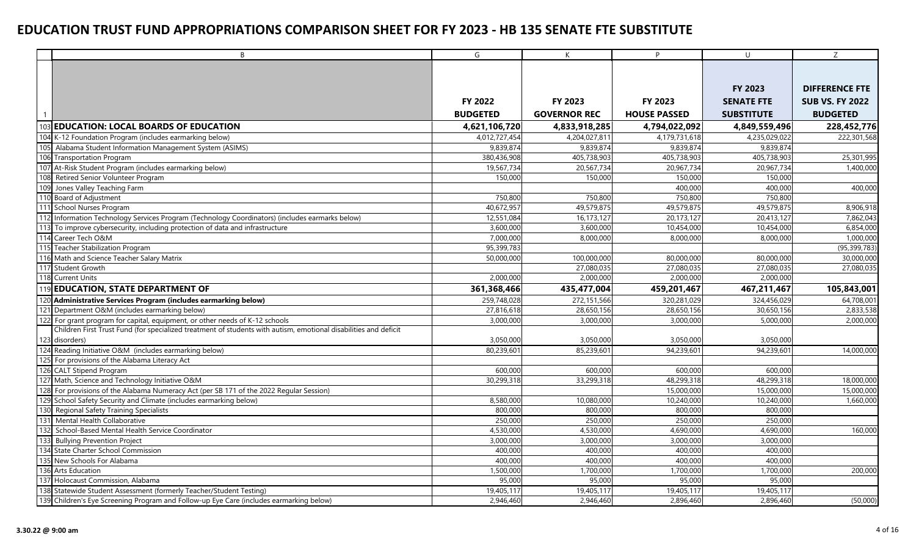# EDUCATION TRUST FUND APPROPRIATIONS COMPARISON SHEET FOR FY 2023 - HB 135 SENATE FTE SUBSTITUTE

| | B | G | K | P | U | Z |
|---|---|---|---|---|---|---|
| 1 | | FY 2022 BUDGETED | FY 2023 GOVERNOR REC | FY 2023 HOUSE PASSED | FY 2023 SENATE FTE SUBSTITUTE | DIFFERENCE FTE SUB VS. FY 2022 BUDGETED |
| 103 | **EDUCATION: LOCAL BOARDS OF EDUCATION** | **4,621,106,720** | **4,833,918,285** | **4,794,022,092** | **4,849,559,496** | **228,452,776** |
| 104 | K-12 Foundation Program (includes earmarking below) | 4,012,727,454 | 4,204,027,811 | 4,179,731,618 | 4,235,029,022 | 222,301,568 |
| 105 | Alabama Student Information Management System (ASIMS) | 9,839,874 | 9,839,874 | 9,839,874 | 9,839,874 | |
| 106 | Transportation Program | 380,436,908 | 405,738,903 | 405,738,903 | 405,738,903 | 25,301,995 |
| 107 | At-Risk Student Program (includes earmarking below) | 19,567,734 | 20,567,734 | 20,967,734 | 20,967,734 | 1,400,000 |
| 108 | Retired Senior Volunteer Program | 150,000 | 150,000 | 150,000 | 150,000 | |
| 109 | Jones Valley Teaching Farm | | | 400,000 | 400,000 | 400,000 |
| 110 | Board of Adjustment | 750,800 | 750,800 | 750,800 | 750,800 | |
| 111 | School Nurses Program | 40,672,957 | 49,579,875 | 49,579,875 | 49,579,875 | 8,906,918 |
| 112 | Information Technology Services Program (Technology Coordinators) (includes earmarks below) | 12,551,084 | 16,173,127 | 20,173,127 | 20,413,127 | 7,862,043 |
| 113 | To improve cybersecurity, including protection of data and infrastructure | 3,600,000 | 3,600,000 | 10,454,000 | 10,454,000 | 6,854,000 |
| 114 | Career Tech O&M | 7,000,000 | 8,000,000 | 8,000,000 | 8,000,000 | 1,000,000 |
| 115 | Teacher Stabilization Program | 95,399,783 | | | | (95,399,783) |
| 116 | Math and Science Teacher Salary Matrix | 50,000,000 | 100,000,000 | 80,000,000 | 80,000,000 | 30,000,000 |
| 117 | Student Growth | | 27,080,035 | 27,080,035 | 27,080,035 | 27,080,035 |
| 118 | Current Units | 2,000,000 | 2,000,000 | 2,000,000 | 2,000,000 | |
| 119 | **EDUCATION, STATE DEPARTMENT OF** | **361,368,466** | **435,477,004** | **459,201,467** | **467,211,467** | **105,843,001** |
| 120 | **Administrative Services Program (includes earmarking below)** | 259,748,028 | 272,151,566 | 320,281,029 | 324,456,029 | 64,708,001 |
| 121 | Department O&M (includes earmarking below) | 27,816,618 | 28,650,156 | 28,650,156 | 30,650,156 | 2,833,538 |
| 122 | For grant program for capital, equipment, or other needs of K-12 schools | 3,000,000 | 3,000,000 | 3,000,000 | 5,000,000 | 2,000,000 |
| 123 | Children First Trust Fund (for specialized treatment of students with autism, emotional disabilities and deficit disorders) | 3,050,000 | 3,050,000 | 3,050,000 | 3,050,000 | |
| 124 | Reading Initiative O&M (includes earmarking below) | 80,239,601 | 85,239,601 | 94,239,601 | 94,239,601 | 14,000,000 |
| 125 | For provisions of the Alabama Literacy Act | | | | | |
| 126 | CALT Stipend Program | 600,000 | 600,000 | 600,000 | 600,000 | |
| 127 | Math, Science and Technology Initiative O&M | 30,299,318 | 33,299,318 | 48,299,318 | 48,299,318 | 18,000,000 |
| 128 | For provisions of the Alabama Numeracy Act (per SB 171 of the 2022 Regular Session) | | | 15,000,000 | 15,000,000 | 15,000,000 |
| 129 | School Safety Security and Climate (includes earmarking below) | 8,580,000 | 10,080,000 | 10,240,000 | 10,240,000 | 1,660,000 |
| 130 | Regional Safety Training Specialists | 800,000 | 800,000 | 800,000 | 800,000 | |
| 131 | Mental Health Collaborative | 250,000 | 250,000 | 250,000 | 250,000 | |
| 132 | School-Based Mental Health Service Coordinator | 4,530,000 | 4,530,000 | 4,690,000 | 4,690,000 | 160,000 |
| 133 | Bullying Prevention Project | 3,000,000 | 3,000,000 | 3,000,000 | 3,000,000 | |
| 134 | State Charter School Commission | 400,000 | 400,000 | 400,000 | 400,000 | |
| 135 | New Schools For Alabama | 400,000 | 400,000 | 400,000 | 400,000 | |
| 136 | Arts Education | 1,500,000 | 1,700,000 | 1,700,000 | 1,700,000 | 200,000 |
| 137 | Holocaust Commission, Alabama | 95,000 | 95,000 | 95,000 | 95,000 | |
| 138 | Statewide Student Assessment (formerly Teacher/Student Testing) | 19,405,117 | 19,405,117 | 19,405,117 | 19,405,117 | |
| 139 | Children's Eye Screening Program and Follow-up Eye Care (includes earmarking below) | 2,946,460 | 2,946,460 | 2,896,460 | 2,896,460 | (50,000) |

3.30.22 @ 9:00 am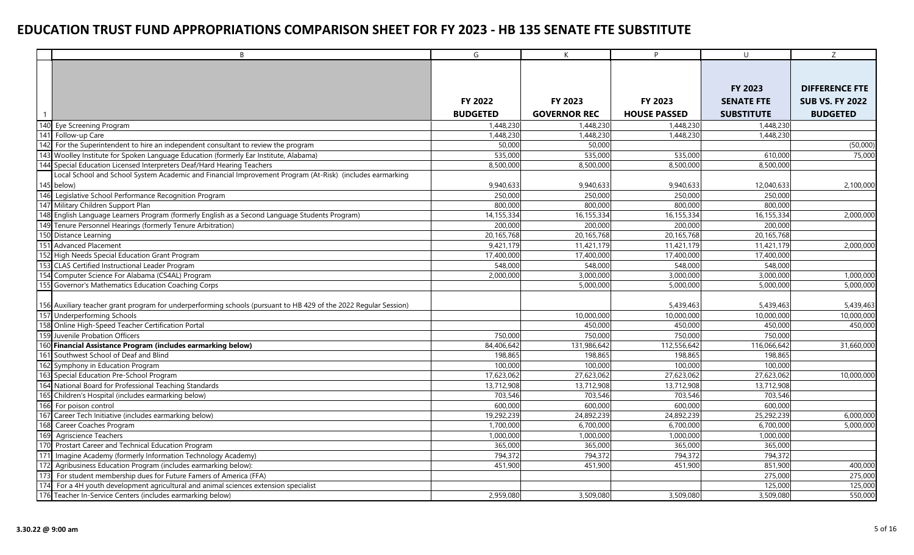# EDUCATION TRUST FUND APPROPRIATIONS COMPARISON SHEET FOR FY 2023 - HB 135 SENATE FTE SUBSTITUTE

| | B | G | K | P | U | Z |
|---|---|---|---|---|---|---|
| 1 | | **FY 2022 BUDGETED** | **FY 2023 GOVERNOR REC** | **FY 2023 HOUSE PASSED** | **FY 2023 SENATE FTE SUBSTITUTE** | **DIFFERENCE FTE SUB VS. FY 2022 BUDGETED** |
| 140 | Eye Screening Program | 1,448,230 | 1,448,230 | 1,448,230 | 1,448,230 | |
| 141 | Follow-up Care | 1,448,230 | 1,448,230 | 1,448,230 | 1,448,230 | |
| 142 | For the Superintendent to hire an independent consultant to review the program | 50,000 | 50,000 | | | (50,000) |
| 143 | Woolley Institute for Spoken Language Education (formerly Ear Institute, Alabama) | 535,000 | 535,000 | 535,000 | 610,000 | 75,000 |
| 144 | Special Education Licensed Interpreters Deaf/Hard Hearing Teachers | 8,500,000 | 8,500,000 | 8,500,000 | 8,500,000 | |
| 145 | Local School and School System Academic and Financial Improvement Program (At-Risk) (includes earmarking below) | 9,940,633 | 9,940,633 | 9,940,633 | 12,040,633 | 2,100,000 |
| 146 | Legislative School Performance Recognition Program | 250,000 | 250,000 | 250,000 | 250,000 | |
| 147 | Military Children Support Plan | 800,000 | 800,000 | 800,000 | 800,000 | |
| 148 | English Language Learners Program (formerly English as a Second Language Students Program) | 14,155,334 | 16,155,334 | 16,155,334 | 16,155,334 | 2,000,000 |
| 149 | Tenure Personnel Hearings (formerly Tenure Arbitration) | 200,000 | 200,000 | 200,000 | 200,000 | |
| 150 | Distance Learning | 20,165,768 | 20,165,768 | 20,165,768 | 20,165,768 | |
| 151 | Advanced Placement | 9,421,179 | 11,421,179 | 11,421,179 | 11,421,179 | 2,000,000 |
| 152 | High Needs Special Education Grant Program | 17,400,000 | 17,400,000 | 17,400,000 | 17,400,000 | |
| 153 | CLAS Certified Instructional Leader Program | 548,000 | 548,000 | 548,000 | 548,000 | |
| 154 | Computer Science For Alabama (CS4AL) Program | 2,000,000 | 3,000,000 | 3,000,000 | 3,000,000 | 1,000,000 |
| 155 | Governor's Mathematics Education Coaching Corps | | 5,000,000 | 5,000,000 | 5,000,000 | 5,000,000 |
| 156 | Auxiliary teacher grant program for underperforming schools (pursuant to HB 429 of the 2022 Regular Session) | | | 5,439,463 | 5,439,463 | 5,439,463 |
| 157 | Underperforming Schools | | 10,000,000 | 10,000,000 | 10,000,000 | 10,000,000 |
| 158 | Online High-Speed Teacher Certification Portal | | 450,000 | 450,000 | 450,000 | 450,000 |
| 159 | Juvenile Probation Officers | 750,000 | 750,000 | 750,000 | 750,000 | |
| 160 | **Financial Assistance Program (includes earmarking below)** | 84,406,642 | 131,986,642 | 112,556,642 | 116,066,642 | 31,660,000 |
| 161 | Southwest School of Deaf and Blind | 198,865 | 198,865 | 198,865 | 198,865 | |
| 162 | Symphony in Education Program | 100,000 | 100,000 | 100,000 | 100,000 | |
| 163 | Special Education Pre-School Program | 17,623,062 | 27,623,062 | 27,623,062 | 27,623,062 | 10,000,000 |
| 164 | National Board for Professional Teaching Standards | 13,712,908 | 13,712,908 | 13,712,908 | 13,712,908 | |
| 165 | Children's Hospital (includes earmarking below) | 703,546 | 703,546 | 703,546 | 703,546 | |
| 166 | For poison control | 600,000 | 600,000 | 600,000 | 600,000 | |
| 167 | Career Tech Initiative (includes earmarking below) | 19,292,239 | 24,892,239 | 24,892,239 | 25,292,239 | 6,000,000 |
| 168 | Career Coaches Program | 1,700,000 | 6,700,000 | 6,700,000 | 6,700,000 | 5,000,000 |
| 169 | Agriscience Teachers | 1,000,000 | 1,000,000 | 1,000,000 | 1,000,000 | |
| 170 | Prostart Career and Technical Education Program | 365,000 | 365,000 | 365,000 | 365,000 | |
| 171 | Imagine Academy (formerly Information Technology Academy) | 794,372 | 794,372 | 794,372 | 794,372 | |
| 172 | Agribusiness Education Program (includes earmarking below): | 451,900 | 451,900 | 451,900 | 851,900 | 400,000 |
| 173 | For student membership dues for Future Famers of America (FFA) | | | | 275,000 | 275,000 |
| 174 | For a 4H youth development agricultural and animal sciences extension specialist | | | | 125,000 | 125,000 |
| 176 | Teacher In-Service Centers (includes earmarking below) | 2,959,080 | 3,509,080 | 3,509,080 | 3,509,080 | 550,000 |

**3.30.22 @ 9:00 am**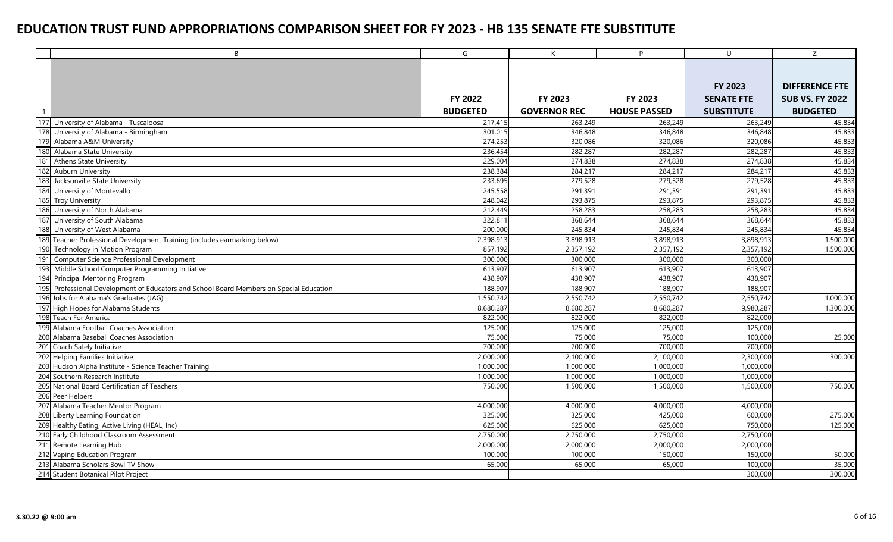# EDUCATION TRUST FUND APPROPRIATIONS COMPARISON SHEET FOR FY 2023 - HB 135 SENATE FTE SUBSTITUTE

| | B | G | K | P | U | Z |
|---|---|---|---|---|---|---|
| 1 | | **FY 2022 BUDGETED** | **FY 2023 GOVERNOR REC** | **FY 2023 HOUSE PASSED** | **FY 2023 SENATE FTE SUBSTITUTE** | **DIFFERENCE FTE SUB VS. FY 2022 BUDGETED** |
| 177 | University of Alabama - Tuscaloosa | 217,415 | 263,249 | 263,249 | 263,249 | 45,834 |
| 178 | University of Alabama - Birmingham | 301,015 | 346,848 | 346,848 | 346,848 | 45,833 |
| 179 | Alabama A&M University | 274,253 | 320,086 | 320,086 | 320,086 | 45,833 |
| 180 | Alabama State University | 236,454 | 282,287 | 282,287 | 282,287 | 45,833 |
| 181 | Athens State University | 229,004 | 274,838 | 274,838 | 274,838 | 45,834 |
| 182 | Auburn University | 238,384 | 284,217 | 284,217 | 284,217 | 45,833 |
| 183 | Jacksonville State University | 233,695 | 279,528 | 279,528 | 279,528 | 45,833 |
| 184 | University of Montevallo | 245,558 | 291,391 | 291,391 | 291,391 | 45,833 |
| 185 | Troy University | 248,042 | 293,875 | 293,875 | 293,875 | 45,833 |
| 186 | University of North Alabama | 212,449 | 258,283 | 258,283 | 258,283 | 45,834 |
| 187 | University of South Alabama | 322,811 | 368,644 | 368,644 | 368,644 | 45,833 |
| 188 | University of West Alabama | 200,000 | 245,834 | 245,834 | 245,834 | 45,834 |
| 189 | Teacher Professional Development Training (includes earmarking below) | 2,398,913 | 3,898,913 | 3,898,913 | 3,898,913 | 1,500,000 |
| 190 | Technology in Motion Program | 857,192 | 2,357,192 | 2,357,192 | 2,357,192 | 1,500,000 |
| 191 | Computer Science Professional Development | 300,000 | 300,000 | 300,000 | 300,000 | |
| 193 | Middle School Computer Programming Initiative | 613,907 | 613,907 | 613,907 | 613,907 | |
| 194 | Principal Mentoring Program | 438,907 | 438,907 | 438,907 | 438,907 | |
| 195 | Professional Development of Educators and School Board Members on Special Education | 188,907 | 188,907 | 188,907 | 188,907 | |
| 196 | Jobs for Alabama's Graduates (JAG) | 1,550,742 | 2,550,742 | 2,550,742 | 2,550,742 | 1,000,000 |
| 197 | High Hopes for Alabama Students | 8,680,287 | 8,680,287 | 8,680,287 | 9,980,287 | 1,300,000 |
| 198 | Teach For America | 822,000 | 822,000 | 822,000 | 822,000 | |
| 199 | Alabama Football Coaches Association | 125,000 | 125,000 | 125,000 | 125,000 | |
| 200 | Alabama Baseball Coaches Association | 75,000 | 75,000 | 75,000 | 100,000 | 25,000 |
| 201 | Coach Safely Initiative | 700,000 | 700,000 | 700,000 | 700,000 | |
| 202 | Helping Families Initiative | 2,000,000 | 2,100,000 | 2,100,000 | 2,300,000 | 300,000 |
| 203 | Hudson Alpha Institute - Science Teacher Training | 1,000,000 | 1,000,000 | 1,000,000 | 1,000,000 | |
| 204 | Southern Research Institute | 1,000,000 | 1,000,000 | 1,000,000 | 1,000,000 | |
| 205 | National Board Certification of Teachers | 750,000 | 1,500,000 | 1,500,000 | 1,500,000 | 750,000 |
| 206 | Peer Helpers | | | | | |
| 207 | Alabama Teacher Mentor Program | 4,000,000 | 4,000,000 | 4,000,000 | 4,000,000 | |
| 208 | Liberty Learning Foundation | 325,000 | 325,000 | 425,000 | 600,000 | 275,000 |
| 209 | Healthy Eating, Active Living (HEAL, Inc) | 625,000 | 625,000 | 625,000 | 750,000 | 125,000 |
| 210 | Early Childhood Classroom Assessment | 2,750,000 | 2,750,000 | 2,750,000 | 2,750,000 | |
| 211 | Remote Learning Hub | 2,000,000 | 2,000,000 | 2,000,000 | 2,000,000 | |
| 212 | Vaping Education Program | 100,000 | 100,000 | 150,000 | 150,000 | 50,000 |
| 213 | Alabama Scholars Bowl TV Show | 65,000 | 65,000 | 65,000 | 100,000 | 35,000 |
| 214 | Student Botanical Pilot Project | | | | 300,000 | 300,000 |

3.30.22 @ 9:00 am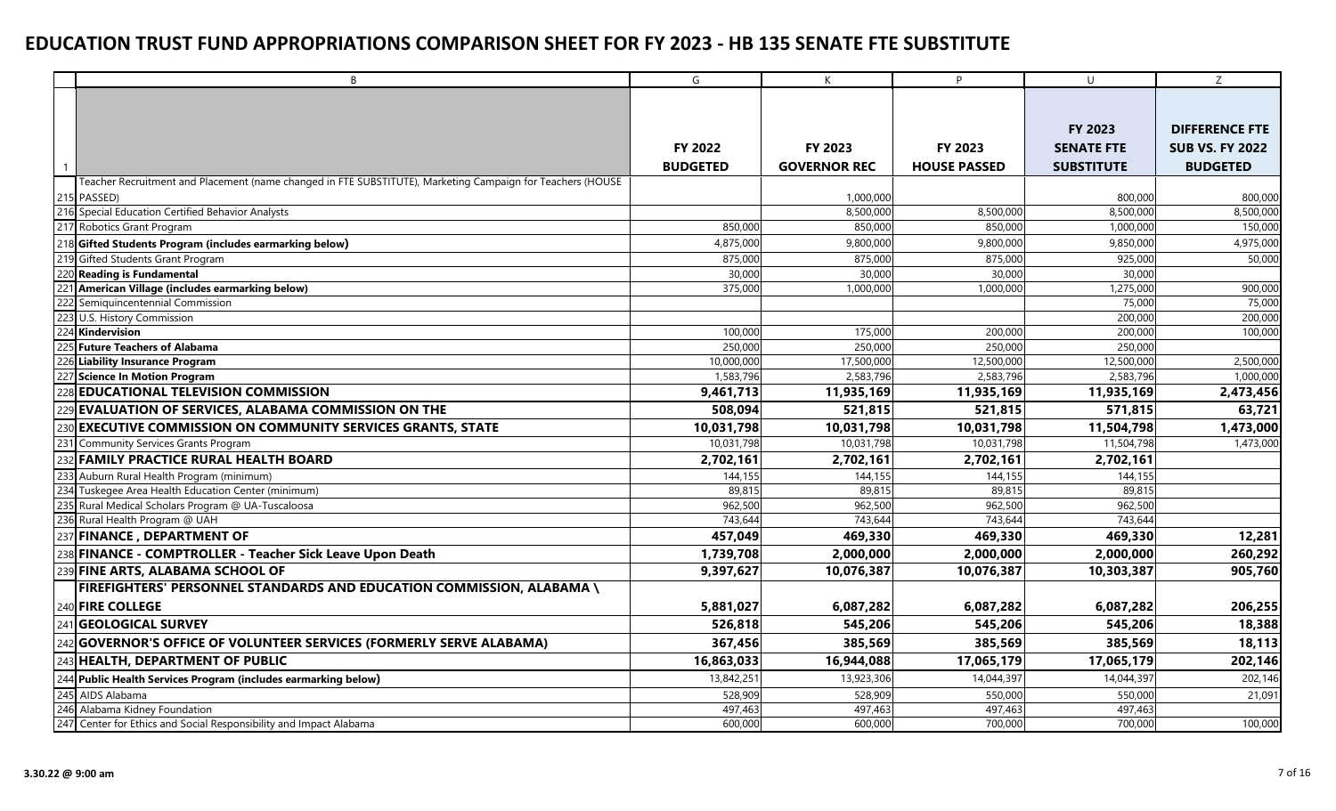# EDUCATION TRUST FUND APPROPRIATIONS COMPARISON SHEET FOR FY 2023 - HB 135 SENATE FTE SUBSTITUTE

| | B | G | K | P | U | Z |
|---|---|---|---|---|---|---|
| 1 | | **FY 2022 BUDGETED** | **FY 2023 GOVERNOR REC** | **FY 2023 HOUSE PASSED** | **FY 2023 SENATE FTE SUBSTITUTE** | **DIFFERENCE FTE SUB VS. FY 2022 BUDGETED** |
| 215 | Teacher Recruitment and Placement (name changed in FTE SUBSTITUTE), Marketing Campaign for Teachers (HOUSE PASSED) | | 1,000,000 | | 800,000 | 800,000 |
| 216 | Special Education Certified Behavior Analysts | | 8,500,000 | 8,500,000 | 8,500,000 | 8,500,000 |
| 217 | Robotics Grant Program | 850,000 | 850,000 | 850,000 | 1,000,000 | 150,000 |
| 218 | **Gifted Students Program (includes earmarking below)** | 4,875,000 | 9,800,000 | 9,800,000 | 9,850,000 | 4,975,000 |
| 219 | Gifted Students Grant Program | 875,000 | 875,000 | 875,000 | 925,000 | 50,000 |
| 220 | **Reading is Fundamental** | 30,000 | 30,000 | 30,000 | 30,000 | |
| 221 | **American Village (includes earmarking below)** | 375,000 | 1,000,000 | 1,000,000 | 1,275,000 | 900,000 |
| 222 | Semiquincentennial Commission | | | | 75,000 | 75,000 |
| 223 | U.S. History Commission | | | | 200,000 | 200,000 |
| 224 | **Kindervision** | 100,000 | 175,000 | 200,000 | 200,000 | 100,000 |
| 225 | **Future Teachers of Alabama** | 250,000 | 250,000 | 250,000 | 250,000 | |
| 226 | **Liability Insurance Program** | 10,000,000 | 17,500,000 | 12,500,000 | 12,500,000 | 2,500,000 |
| 227 | **Science In Motion Program** | 1,583,796 | 2,583,796 | 2,583,796 | 2,583,796 | 1,000,000 |
| 228 | **EDUCATIONAL TELEVISION COMMISSION** | **9,461,713** | **11,935,169** | **11,935,169** | **11,935,169** | **2,473,456** |
| 229 | **EVALUATION OF SERVICES, ALABAMA COMMISSION ON THE** | **508,094** | **521,815** | **521,815** | **571,815** | **63,721** |
| 230 | **EXECUTIVE COMMISSION ON COMMUNITY SERVICES GRANTS, STATE** | **10,031,798** | **10,031,798** | **10,031,798** | **11,504,798** | **1,473,000** |
| 231 | Community Services Grants Program | 10,031,798 | 10,031,798 | 10,031,798 | 11,504,798 | 1,473,000 |
| 232 | **FAMILY PRACTICE RURAL HEALTH BOARD** | **2,702,161** | **2,702,161** | **2,702,161** | **2,702,161** | |
| 233 | Auburn Rural Health Program (minimum) | 144,155 | 144,155 | 144,155 | 144,155 | |
| 234 | Tuskegee Area Health Education Center (minimum) | 89,815 | 89,815 | 89,815 | 89,815 | |
| 235 | Rural Medical Scholars Program @ UA-Tuscaloosa | 962,500 | 962,500 | 962,500 | 962,500 | |
| 236 | Rural Health Program @ UAH | 743,644 | 743,644 | 743,644 | 743,644 | |
| 237 | **FINANCE , DEPARTMENT OF** | **457,049** | **469,330** | **469,330** | **469,330** | **12,281** |
| 238 | **FINANCE - COMPTROLLER - Teacher Sick Leave Upon Death** | **1,739,708** | **2,000,000** | **2,000,000** | **2,000,000** | **260,292** |
| 239 | **FINE ARTS, ALABAMA SCHOOL OF** | **9,397,627** | **10,076,387** | **10,076,387** | **10,303,387** | **905,760** |
| 240 | **FIREFIGHTERS' PERSONNEL STANDARDS AND EDUCATION COMMISSION, ALABAMA \ FIRE COLLEGE** | **5,881,027** | **6,087,282** | **6,087,282** | **6,087,282** | **206,255** |
| 241 | **GEOLOGICAL SURVEY** | **526,818** | **545,206** | **545,206** | **545,206** | **18,388** |
| 242 | **GOVERNOR'S OFFICE OF VOLUNTEER SERVICES (FORMERLY SERVE ALABAMA)** | **367,456** | **385,569** | **385,569** | **385,569** | **18,113** |
| 243 | **HEALTH, DEPARTMENT OF PUBLIC** | **16,863,033** | **16,944,088** | **17,065,179** | **17,065,179** | **202,146** |
| 244 | **Public Health Services Program (includes earmarking below)** | 13,842,251 | 13,923,306 | 14,044,397 | 14,044,397 | 202,146 |
| 245 | AIDS Alabama | 528,909 | 528,909 | 550,000 | 550,000 | 21,091 |
| 246 | Alabama Kidney Foundation | 497,463 | 497,463 | 497,463 | 497,463 | |
| 247 | Center for Ethics and Social Responsibility and Impact Alabama | 600,000 | 600,000 | 700,000 | 700,000 | 100,000 |

3.30.22 @ 9:00 am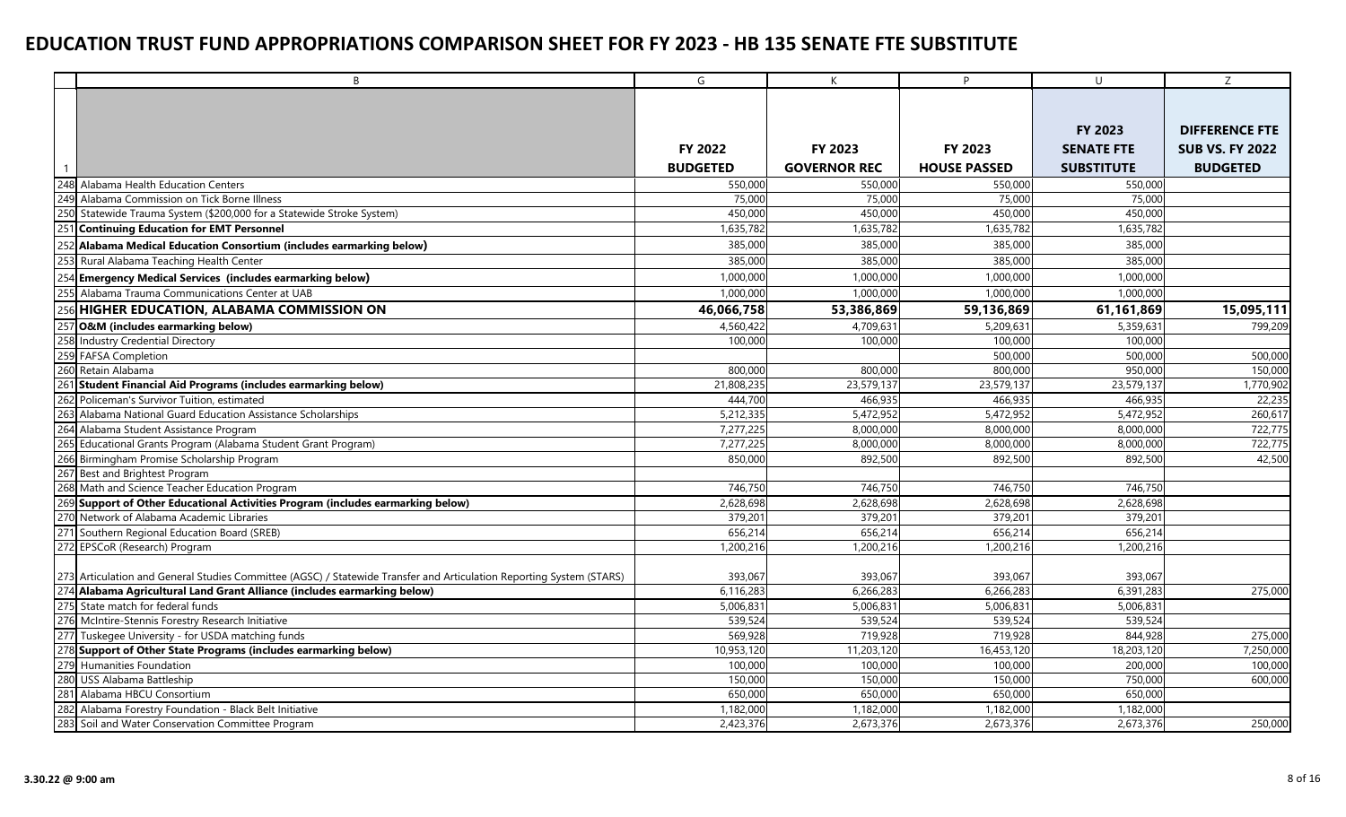# EDUCATION TRUST FUND APPROPRIATIONS COMPARISON SHEET FOR FY 2023 - HB 135 SENATE FTE SUBSTITUTE

| | B | G | K | P | U | Z |
|---|---|---|---|---|---|---|
| 1 | | **FY 2022 BUDGETED** | **FY 2023 GOVERNOR REC** | **FY 2023 HOUSE PASSED** | **FY 2023 SENATE FTE SUBSTITUTE** | **DIFFERENCE FTE SUB VS. FY 2022 BUDGETED** |
| 248 | Alabama Health Education Centers | 550,000 | 550,000 | 550,000 | 550,000 | |
| 249 | Alabama Commission on Tick Borne Illness | 75,000 | 75,000 | 75,000 | 75,000 | |
| 250 | Statewide Trauma System ($200,000 for a Statewide Stroke System) | 450,000 | 450,000 | 450,000 | 450,000 | |
| 251 | **Continuing Education for EMT Personnel** | 1,635,782 | 1,635,782 | 1,635,782 | 1,635,782 | |
| 252 | **Alabama Medical Education Consortium (includes earmarking below)** | 385,000 | 385,000 | 385,000 | 385,000 | |
| 253 | Rural Alabama Teaching Health Center | 385,000 | 385,000 | 385,000 | 385,000 | |
| 254 | **Emergency Medical Services (includes earmarking below)** | 1,000,000 | 1,000,000 | 1,000,000 | 1,000,000 | |
| 255 | Alabama Trauma Communications Center at UAB | 1,000,000 | 1,000,000 | 1,000,000 | 1,000,000 | |
| 256 | **HIGHER EDUCATION, ALABAMA COMMISSION ON** | **46,066,758** | **53,386,869** | **59,136,869** | **61,161,869** | **15,095,111** |
| 257 | **O&M (includes earmarking below)** | 4,560,422 | 4,709,631 | 5,209,631 | 5,359,631 | 799,209 |
| 258 | Industry Credential Directory | 100,000 | 100,000 | 100,000 | 100,000 | |
| 259 | FAFSA Completion | | | 500,000 | 500,000 | 500,000 |
| 260 | Retain Alabama | 800,000 | 800,000 | 800,000 | 950,000 | 150,000 |
| 261 | **Student Financial Aid Programs (includes earmarking below)** | 21,808,235 | 23,579,137 | 23,579,137 | 23,579,137 | 1,770,902 |
| 262 | Policeman's Survivor Tuition, estimated | 444,700 | 466,935 | 466,935 | 466,935 | 22,235 |
| 263 | Alabama National Guard Education Assistance Scholarships | 5,212,335 | 5,472,952 | 5,472,952 | 5,472,952 | 260,617 |
| 264 | Alabama Student Assistance Program | 7,277,225 | 8,000,000 | 8,000,000 | 8,000,000 | 722,775 |
| 265 | Educational Grants Program (Alabama Student Grant Program) | 7,277,225 | 8,000,000 | 8,000,000 | 8,000,000 | 722,775 |
| 266 | Birmingham Promise Scholarship Program | 850,000 | 892,500 | 892,500 | 892,500 | 42,500 |
| 267 | Best and Brightest Program | | | | | |
| 268 | Math and Science Teacher Education Program | 746,750 | 746,750 | 746,750 | 746,750 | |
| 269 | **Support of Other Educational Activities Program (includes earmarking below)** | 2,628,698 | 2,628,698 | 2,628,698 | 2,628,698 | |
| 270 | Network of Alabama Academic Libraries | 379,201 | 379,201 | 379,201 | 379,201 | |
| 271 | Southern Regional Education Board (SREB) | 656,214 | 656,214 | 656,214 | 656,214 | |
| 272 | EPSCoR (Research) Program | 1,200,216 | 1,200,216 | 1,200,216 | 1,200,216 | |
| 273 | Articulation and General Studies Committee (AGSC) / Statewide Transfer and Articulation Reporting System (STARS) | 393,067 | 393,067 | 393,067 | 393,067 | |
| 274 | **Alabama Agricultural Land Grant Alliance (includes earmarking below)** | 6,116,283 | 6,266,283 | 6,266,283 | 6,391,283 | 275,000 |
| 275 | State match for federal funds | 5,006,831 | 5,006,831 | 5,006,831 | 5,006,831 | |
| 276 | McIntire-Stennis Forestry Research Initiative | 539,524 | 539,524 | 539,524 | 539,524 | |
| 277 | Tuskegee University - for USDA matching funds | 569,928 | 719,928 | 719,928 | 844,928 | 275,000 |
| 278 | **Support of Other State Programs (includes earmarking below)** | 10,953,120 | 11,203,120 | 16,453,120 | 18,203,120 | 7,250,000 |
| 279 | Humanities Foundation | 100,000 | 100,000 | 100,000 | 200,000 | 100,000 |
| 280 | USS Alabama Battleship | 150,000 | 150,000 | 150,000 | 750,000 | 600,000 |
| 281 | Alabama HBCU Consortium | 650,000 | 650,000 | 650,000 | 650,000 | |
| 282 | Alabama Forestry Foundation - Black Belt Initiative | 1,182,000 | 1,182,000 | 1,182,000 | 1,182,000 | |
| 283 | Soil and Water Conservation Committee Program | 2,423,376 | 2,673,376 | 2,673,376 | 2,673,376 | 250,000 |

3.30.22 @ 9:00 am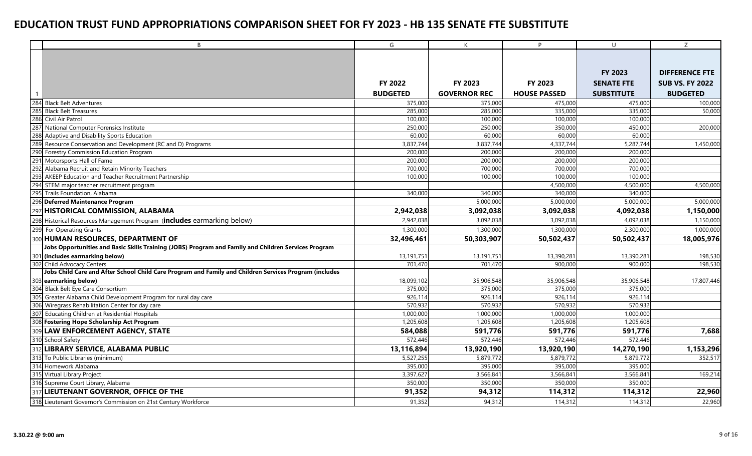# EDUCATION TRUST FUND APPROPRIATIONS COMPARISON SHEET FOR FY 2023 - HB 135 SENATE FTE SUBSTITUTE

| | B | G | K | P | U | Z |
|---|---|---|---|---|---|---|
| 1 | | **FY 2022 BUDGETED** | **FY 2023 GOVERNOR REC** | **FY 2023 HOUSE PASSED** | **FY 2023 SENATE FTE SUBSTITUTE** | **DIFFERENCE FTE SUB VS. FY 2022 BUDGETED** |
| 284 | Black Belt Adventures | 375,000 | 375,000 | 475,000 | 475,000 | 100,000 |
| 285 | Black Belt Treasures | 285,000 | 285,000 | 335,000 | 335,000 | 50,000 |
| 286 | Civil Air Patrol | 100,000 | 100,000 | 100,000 | 100,000 | |
| 287 | National Computer Forensics Institute | 250,000 | 250,000 | 350,000 | 450,000 | 200,000 |
| 288 | Adaptive and Disability Sports Education | 60,000 | 60,000 | 60,000 | 60,000 | |
| 289 | Resource Conservation and Development (RC and D) Programs | 3,837,744 | 3,837,744 | 4,337,744 | 5,287,744 | 1,450,000 |
| 290 | Forestry Commission Education Program | 200,000 | 200,000 | 200,000 | 200,000 | |
| 291 | Motorsports Hall of Fame | 200,000 | 200,000 | 200,000 | 200,000 | |
| 292 | Alabama Recruit and Retain Minority Teachers | 700,000 | 700,000 | 700,000 | 700,000 | |
| 293 | AKEEP Education and Teacher Recruitment Partnership | 100,000 | 100,000 | 100,000 | 100,000 | |
| 294 | STEM major teacher recruitment program | | | 4,500,000 | 4,500,000 | 4,500,000 |
| 295 | Trails Foundation, Alabama | 340,000 | 340,000 | 340,000 | 340,000 | |
| 296 | **Deferred Maintenance Program** | | 5,000,000 | 5,000,000 | 5,000,000 | 5,000,000 |
| 297 | **HISTORICAL COMMISSION, ALABAMA** | **2,942,038** | **3,092,038** | **3,092,038** | **4,092,038** | **1,150,000** |
| 298 | Historical Resources Management Program (**includes** earmarking below) | 2,942,038 | 3,092,038 | 3,092,038 | 4,092,038 | 1,150,000 |
| 299 | For Operating Grants | 1,300,000 | 1,300,000 | 1,300,000 | 2,300,000 | 1,000,000 |
| 300 | **HUMAN RESOURCES, DEPARTMENT OF** | **32,496,461** | **50,303,907** | **50,502,437** | **50,502,437** | **18,005,976** |
| 301 | **Jobs Opportunities and Basic Skills Training (JOBS) Program and Family and Children Services Program (includes earmarking below)** | 13,191,751 | 13,191,751 | 13,390,281 | 13,390,281 | 198,530 |
| 302 | Child Advocacy Centers | 701,470 | 701,470 | 900,000 | 900,000 | 198,530 |
| 303 | **Jobs Child Care and After School Child Care Program and Family and Children Services Program (includes earmarking below)** | 18,099,102 | 35,906,548 | 35,906,548 | 35,906,548 | 17,807,446 |
| 304 | Black Belt Eye Care Consortium | 375,000 | 375,000 | 375,000 | 375,000 | |
| 305 | Greater Alabama Child Development Program for rural day care | 926,114 | 926,114 | 926,114 | 926,114 | |
| 306 | Wiregrass Rehabilitation Center for day care | 570,932 | 570,932 | 570,932 | 570,932 | |
| 307 | Educating Children at Residential Hospitals | 1,000,000 | 1,000,000 | 1,000,000 | 1,000,000 | |
| 308 | **Fostering Hope Scholarship Act Program** | 1,205,608 | 1,205,608 | 1,205,608 | 1,205,608 | |
| 309 | **LAW ENFORCEMENT AGENCY, STATE** | **584,088** | **591,776** | **591,776** | **591,776** | **7,688** |
| 310 | School Safety | 572,446 | 572,446 | 572,446 | 572,446 | |
| 312 | **LIBRARY SERVICE, ALABAMA PUBLIC** | **13,116,894** | **13,920,190** | **13,920,190** | **14,270,190** | **1,153,296** |
| 313 | To Public Libraries (minimum) | 5,527,255 | 5,879,772 | 5,879,772 | 5,879,772 | 352,517 |
| 314 | Homework Alabama | 395,000 | 395,000 | 395,000 | 395,000 | |
| 315 | Virtual Library Project | 3,397,627 | 3,566,841 | 3,566,841 | 3,566,841 | 169,214 |
| 316 | Supreme Court Library, Alabama | 350,000 | 350,000 | 350,000 | 350,000 | |
| 317 | **LIEUTENANT GOVERNOR, OFFICE OF THE** | **91,352** | **94,312** | **114,312** | **114,312** | **22,960** |
| 318 | Lieutenant Governor's Commission on 21st Century Workforce | 91,352 | 94,312 | 114,312 | 114,312 | 22,960 |

3.30.22 @ 9:00 am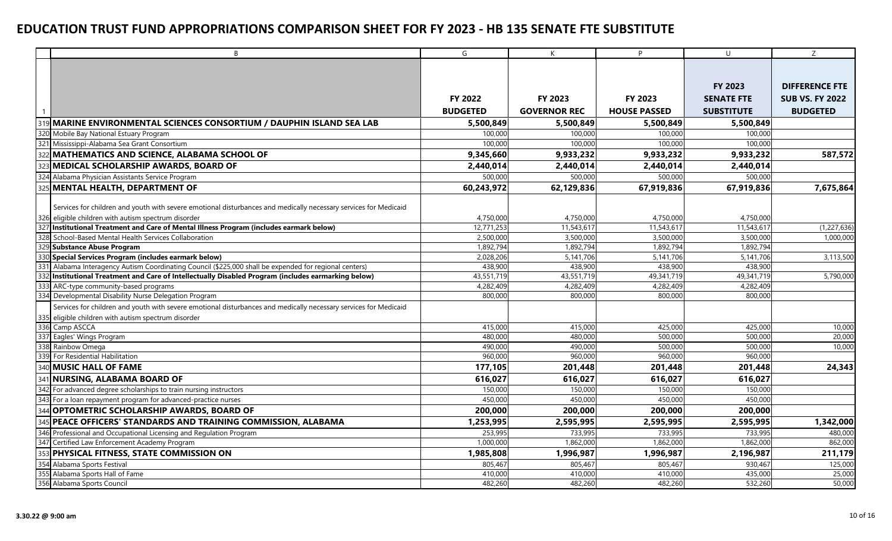# EDUCATION TRUST FUND APPROPRIATIONS COMPARISON SHEET FOR FY 2023 - HB 135 SENATE FTE SUBSTITUTE

| | B | G | K | P | U | Z |
|---|---|---|---|---|---|---|
| 1 | | FY 2022 BUDGETED | FY 2023 GOVERNOR REC | FY 2023 HOUSE PASSED | FY 2023 SENATE FTE SUBSTITUTE | DIFFERENCE FTE SUB VS. FY 2022 BUDGETED |
| 319 | **MARINE ENVIRONMENTAL SCIENCES CONSORTIUM / DAUPHIN ISLAND SEA LAB** | **5,500,849** | **5,500,849** | **5,500,849** | **5,500,849** | |
| 320 | Mobile Bay National Estuary Program | 100,000 | 100,000 | 100,000 | 100,000 | |
| 321 | Mississippi-Alabama Sea Grant Consortium | 100,000 | 100,000 | 100,000 | 100,000 | |
| 322 | **MATHEMATICS AND SCIENCE, ALABAMA SCHOOL OF** | **9,345,660** | **9,933,232** | **9,933,232** | **9,933,232** | **587,572** |
| 323 | **MEDICAL SCHOLARSHIP AWARDS, BOARD OF** | **2,440,014** | **2,440,014** | **2,440,014** | **2,440,014** | |
| 324 | Alabama Physician Assistants Service Program | 500,000 | 500,000 | 500,000 | 500,000 | |
| 325 | **MENTAL HEALTH, DEPARTMENT OF** | **60,243,972** | **62,129,836** | **67,919,836** | **67,919,836** | **7,675,864** |
| 326 | Services for children and youth with severe emotional disturbances and medically necessary services for Medicaid eligible children with autism spectrum disorder | 4,750,000 | 4,750,000 | 4,750,000 | 4,750,000 | |
| 327 | **Institutional Treatment and Care of Mental Illness Program (includes earmark below)** | 12,771,253 | 11,543,617 | 11,543,617 | 11,543,617 | (1,227,636) |
| 328 | School-Based Mental Health Services Collaboration | 2,500,000 | 3,500,000 | 3,500,000 | 3,500,000 | 1,000,000 |
| 329 | **Substance Abuse Program** | 1,892,794 | 1,892,794 | 1,892,794 | 1,892,794 | |
| 330 | **Special Services Program (includes earmark below)** | 2,028,206 | 5,141,706 | 5,141,706 | 5,141,706 | 3,113,500 |
| 331 | Alabama Interagency Autism Coordinating Council ($225,000 shall be expended for regional centers) | 438,900 | 438,900 | 438,900 | 438,900 | |
| 332 | **Institutional Treatment and Care of Intellectually Disabled Program (includes earmarking below)** | 43,551,719 | 43,551,719 | 49,341,719 | 49,341,719 | 5,790,000 |
| 333 | ARC-type community-based programs | 4,282,409 | 4,282,409 | 4,282,409 | 4,282,409 | |
| 334 | Developmental Disability Nurse Delegation Program | 800,000 | 800,000 | 800,000 | 800,000 | |
| 335 | Services for children and youth with severe emotional disturbances and medically necessary services for Medicaid eligible children with autism spectrum disorder | | | | | |
| 336 | Camp ASCCA | 415,000 | 415,000 | 425,000 | 425,000 | 10,000 |
| 337 | Eagles' Wings Program | 480,000 | 480,000 | 500,000 | 500,000 | 20,000 |
| 338 | Rainbow Omega | 490,000 | 490,000 | 500,000 | 500,000 | 10,000 |
| 339 | For Residential Habilitation | 960,000 | 960,000 | 960,000 | 960,000 | |
| 340 | **MUSIC HALL OF FAME** | **177,105** | **201,448** | **201,448** | **201,448** | **24,343** |
| 341 | **NURSING, ALABAMA BOARD OF** | **616,027** | **616,027** | **616,027** | **616,027** | |
| 342 | For advanced degree scholarships to train nursing instructors | 150,000 | 150,000 | 150,000 | 150,000 | |
| 343 | For a loan repayment program for advanced-practice nurses | 450,000 | 450,000 | 450,000 | 450,000 | |
| 344 | **OPTOMETRIC SCHOLARSHIP AWARDS, BOARD OF** | **200,000** | **200,000** | **200,000** | **200,000** | |
| 345 | **PEACE OFFICERS' STANDARDS AND TRAINING COMMISSION, ALABAMA** | **1,253,995** | **2,595,995** | **2,595,995** | **2,595,995** | **1,342,000** |
| 346 | Professional and Occupational Licensing and Regulation Program | 253,995 | 733,995 | 733,995 | 733,995 | 480,000 |
| 347 | Certified Law Enforcement Academy Program | 1,000,000 | 1,862,000 | 1,862,000 | 1,862,000 | 862,000 |
| 353 | **PHYSICAL FITNESS, STATE COMMISSION ON** | **1,985,808** | **1,996,987** | **1,996,987** | **2,196,987** | **211,179** |
| 354 | Alabama Sports Festival | 805,467 | 805,467 | 805,467 | 930,467 | 125,000 |
| 355 | Alabama Sports Hall of Fame | 410,000 | 410,000 | 410,000 | 435,000 | 25,000 |
| 356 | Alabama Sports Council | 482,260 | 482,260 | 482,260 | 532,260 | 50,000 |

**3.30.22 @ 9:00 am**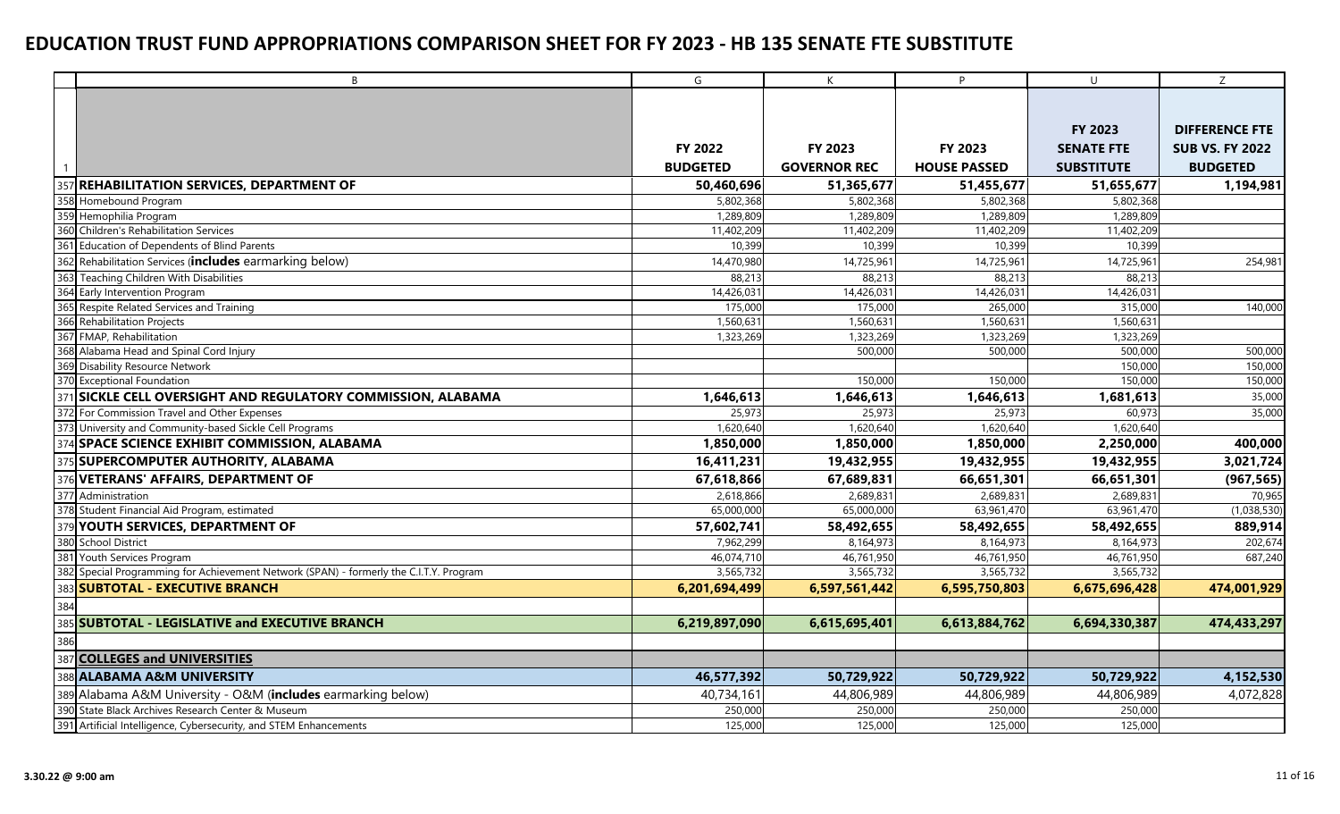# EDUCATION TRUST FUND APPROPRIATIONS COMPARISON SHEET FOR FY 2023 - HB 135 SENATE FTE SUBSTITUTE

| | B | G | K | P | U | Z |
|---|---|---|---|---|---|---|
| 1 | | FY 2022 BUDGETED | FY 2023 GOVERNOR REC | FY 2023 HOUSE PASSED | FY 2023 SENATE FTE SUBSTITUTE | DIFFERENCE FTE SUB VS. FY 2022 BUDGETED |
| 357 | **REHABILITATION SERVICES, DEPARTMENT OF** | **50,460,696** | **51,365,677** | **51,455,677** | **51,655,677** | **1,194,981** |
| 358 | Homebound Program | 5,802,368 | 5,802,368 | 5,802,368 | 5,802,368 | |
| 359 | Hemophilia Program | 1,289,809 | 1,289,809 | 1,289,809 | 1,289,809 | |
| 360 | Children's Rehabilitation Services | 11,402,209 | 11,402,209 | 11,402,209 | 11,402,209 | |
| 361 | Education of Dependents of Blind Parents | 10,399 | 10,399 | 10,399 | 10,399 | |
| 362 | Rehabilitation Services (**includes** earmarking below) | 14,470,980 | 14,725,961 | 14,725,961 | 14,725,961 | 254,981 |
| 363 | Teaching Children With Disabilities | 88,213 | 88,213 | 88,213 | 88,213 | |
| 364 | Early Intervention Program | 14,426,031 | 14,426,031 | 14,426,031 | 14,426,031 | |
| 365 | Respite Related Services and Training | 175,000 | 175,000 | 265,000 | 315,000 | 140,000 |
| 366 | Rehabilitation Projects | 1,560,631 | 1,560,631 | 1,560,631 | 1,560,631 | |
| 367 | FMAP, Rehabilitation | 1,323,269 | 1,323,269 | 1,323,269 | 1,323,269 | |
| 368 | Alabama Head and Spinal Cord Injury | | 500,000 | 500,000 | 500,000 | 500,000 |
| 369 | Disability Resource Network | | | | 150,000 | 150,000 |
| 370 | Exceptional Foundation | | 150,000 | 150,000 | 150,000 | 150,000 |
| 371 | **SICKLE CELL OVERSIGHT AND REGULATORY COMMISSION, ALABAMA** | **1,646,613** | **1,646,613** | **1,646,613** | **1,681,613** | 35,000 |
| 372 | For Commission Travel and Other Expenses | 25,973 | 25,973 | 25,973 | 60,973 | 35,000 |
| 373 | University and Community-based Sickle Cell Programs | 1,620,640 | 1,620,640 | 1,620,640 | 1,620,640 | |
| 374 | **SPACE SCIENCE EXHIBIT COMMISSION, ALABAMA** | **1,850,000** | **1,850,000** | **1,850,000** | **2,250,000** | **400,000** |
| 375 | **SUPERCOMPUTER AUTHORITY, ALABAMA** | **16,411,231** | **19,432,955** | **19,432,955** | **19,432,955** | **3,021,724** |
| 376 | **VETERANS' AFFAIRS, DEPARTMENT OF** | **67,618,866** | **67,689,831** | **66,651,301** | **66,651,301** | **(967,565)** |
| 377 | Administration | 2,618,866 | 2,689,831 | 2,689,831 | 2,689,831 | 70,965 |
| 378 | Student Financial Aid Program, estimated | 65,000,000 | 65,000,000 | 63,961,470 | 63,961,470 | (1,038,530) |
| 379 | **YOUTH SERVICES, DEPARTMENT OF** | **57,602,741** | **58,492,655** | **58,492,655** | **58,492,655** | **889,914** |
| 380 | School District | 7,962,299 | 8,164,973 | 8,164,973 | 8,164,973 | 202,674 |
| 381 | Youth Services Program | 46,074,710 | 46,761,950 | 46,761,950 | 46,761,950 | 687,240 |
| 382 | Special Programming for Achievement Network (SPAN) - formerly the C.I.T.Y. Program | 3,565,732 | 3,565,732 | 3,565,732 | 3,565,732 | |
| 383 | **SUBTOTAL - EXECUTIVE BRANCH** | **6,201,694,499** | **6,597,561,442** | **6,595,750,803** | **6,675,696,428** | **474,001,929** |
| 384 | | | | | | |
| 385 | **SUBTOTAL - LEGISLATIVE and EXECUTIVE BRANCH** | **6,219,897,090** | **6,615,695,401** | **6,613,884,762** | **6,694,330,387** | **474,433,297** |
| 386 | | | | | | |
| 387 | **COLLEGES and UNIVERSITIES** | | | | | |
| 388 | **ALABAMA A&M UNIVERSITY** | **46,577,392** | **50,729,922** | **50,729,922** | **50,729,922** | **4,152,530** |
| 389 | Alabama A&M University - O&M (**includes** earmarking below) | 40,734,161 | 44,806,989 | 44,806,989 | 44,806,989 | 4,072,828 |
| 390 | State Black Archives Research Center & Museum | 250,000 | 250,000 | 250,000 | 250,000 | |
| 391 | Artificial Intelligence, Cybersecurity, and STEM Enhancements | 125,000 | 125,000 | 125,000 | 125,000 | |

3.30.22 @ 9:00 am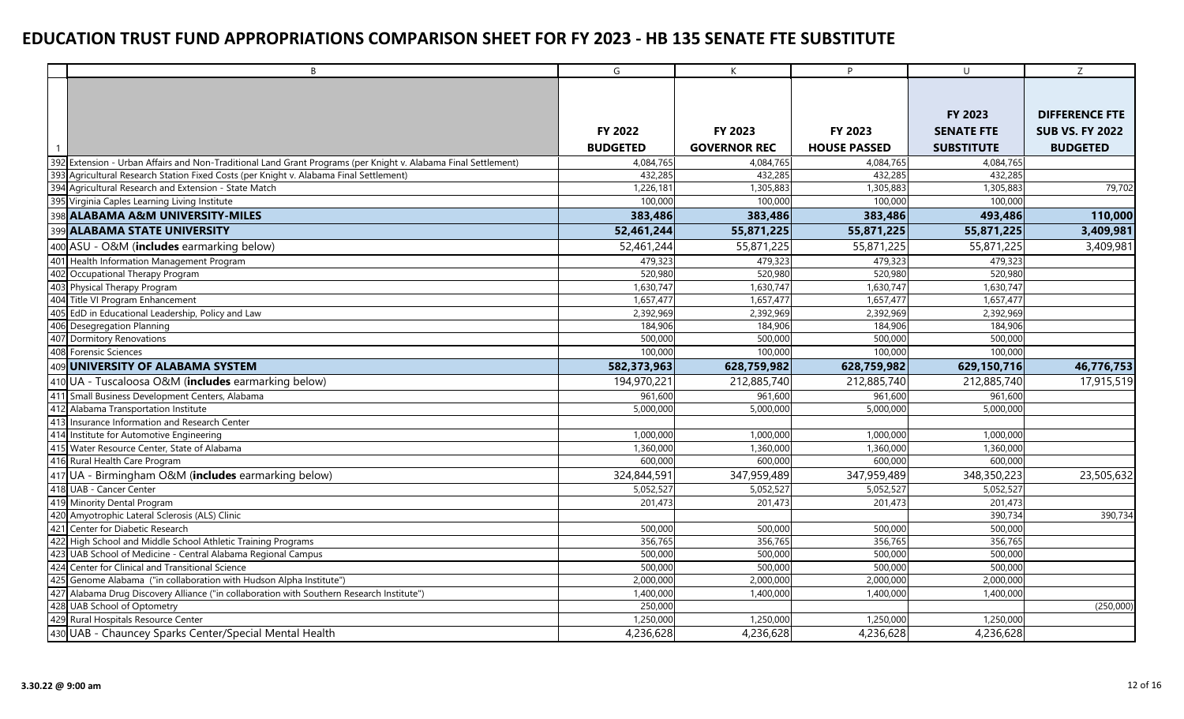# EDUCATION TRUST FUND APPROPRIATIONS COMPARISON SHEET FOR FY 2023 - HB 135 SENATE FTE SUBSTITUTE

| | B | G | K | P | U | Z |
|---|---|---|---|---|---|---|
| 1 | | FY 2022 BUDGETED | FY 2023 GOVERNOR REC | FY 2023 HOUSE PASSED | FY 2023 SENATE FTE SUBSTITUTE | DIFFERENCE FTE SUB VS. FY 2022 BUDGETED |
| 392 | Extension - Urban Affairs and Non-Traditional Land Grant Programs (per Knight v. Alabama Final Settlement) | 4,084,765 | 4,084,765 | 4,084,765 | 4,084,765 | |
| 393 | Agricultural Research Station Fixed Costs (per Knight v. Alabama Final Settlement) | 432,285 | 432,285 | 432,285 | 432,285 | |
| 394 | Agricultural Research and Extension - State Match | 1,226,181 | 1,305,883 | 1,305,883 | 1,305,883 | 79,702 |
| 395 | Virginia Caples Learning Living Institute | 100,000 | 100,000 | 100,000 | 100,000 | |
| 398 | **ALABAMA A&M UNIVERSITY-MILES** | **383,486** | **383,486** | **383,486** | **493,486** | **110,000** |
| 399 | **ALABAMA STATE UNIVERSITY** | **52,461,244** | **55,871,225** | **55,871,225** | **55,871,225** | **3,409,981** |
| 400 | ASU - O&M (**includes** earmarking below) | 52,461,244 | 55,871,225 | 55,871,225 | 55,871,225 | 3,409,981 |
| 401 | Health Information Management Program | 479,323 | 479,323 | 479,323 | 479,323 | |
| 402 | Occupational Therapy Program | 520,980 | 520,980 | 520,980 | 520,980 | |
| 403 | Physical Therapy Program | 1,630,747 | 1,630,747 | 1,630,747 | 1,630,747 | |
| 404 | Title VI Program Enhancement | 1,657,477 | 1,657,477 | 1,657,477 | 1,657,477 | |
| 405 | EdD in Educational Leadership, Policy and Law | 2,392,969 | 2,392,969 | 2,392,969 | 2,392,969 | |
| 406 | Desegregation Planning | 184,906 | 184,906 | 184,906 | 184,906 | |
| 407 | Dormitory Renovations | 500,000 | 500,000 | 500,000 | 500,000 | |
| 408 | Forensic Sciences | 100,000 | 100,000 | 100,000 | 100,000 | |
| 409 | **UNIVERSITY OF ALABAMA SYSTEM** | **582,373,963** | **628,759,982** | **628,759,982** | **629,150,716** | **46,776,753** |
| 410 | UA - Tuscaloosa O&M (**includes** earmarking below) | 194,970,221 | 212,885,740 | 212,885,740 | 212,885,740 | 17,915,519 |
| 411 | Small Business Development Centers, Alabama | 961,600 | 961,600 | 961,600 | 961,600 | |
| 412 | Alabama Transportation Institute | 5,000,000 | 5,000,000 | 5,000,000 | 5,000,000 | |
| 413 | Insurance Information and Research Center | | | | | |
| 414 | Institute for Automotive Engineering | 1,000,000 | 1,000,000 | 1,000,000 | 1,000,000 | |
| 415 | Water Resource Center, State of Alabama | 1,360,000 | 1,360,000 | 1,360,000 | 1,360,000 | |
| 416 | Rural Health Care Program | 600,000 | 600,000 | 600,000 | 600,000 | |
| 417 | UA - Birmingham O&M (**includes** earmarking below) | 324,844,591 | 347,959,489 | 347,959,489 | 348,350,223 | 23,505,632 |
| 418 | UAB - Cancer Center | 5,052,527 | 5,052,527 | 5,052,527 | 5,052,527 | |
| 419 | Minority Dental Program | 201,473 | 201,473 | 201,473 | 201,473 | |
| 420 | Amyotrophic Lateral Sclerosis (ALS) Clinic | | | | 390,734 | 390,734 |
| 421 | Center for Diabetic Research | 500,000 | 500,000 | 500,000 | 500,000 | |
| 422 | High School and Middle School Athletic Training Programs | 356,765 | 356,765 | 356,765 | 356,765 | |
| 423 | UAB School of Medicine - Central Alabama Regional Campus | 500,000 | 500,000 | 500,000 | 500,000 | |
| 424 | Center for Clinical and Transitional Science | 500,000 | 500,000 | 500,000 | 500,000 | |
| 425 | Genome Alabama ("in collaboration with Hudson Alpha Institute") | 2,000,000 | 2,000,000 | 2,000,000 | 2,000,000 | |
| 427 | Alabama Drug Discovery Alliance ("in collaboration with Southern Research Institute") | 1,400,000 | 1,400,000 | 1,400,000 | 1,400,000 | |
| 428 | UAB School of Optometry | 250,000 | | | | (250,000) |
| 429 | Rural Hospitals Resource Center | 1,250,000 | 1,250,000 | 1,250,000 | 1,250,000 | |
| 430 | UAB - Chauncey Sparks Center/Special Mental Health | 4,236,628 | 4,236,628 | 4,236,628 | 4,236,628 | |

3.30.22 @ 9:00 am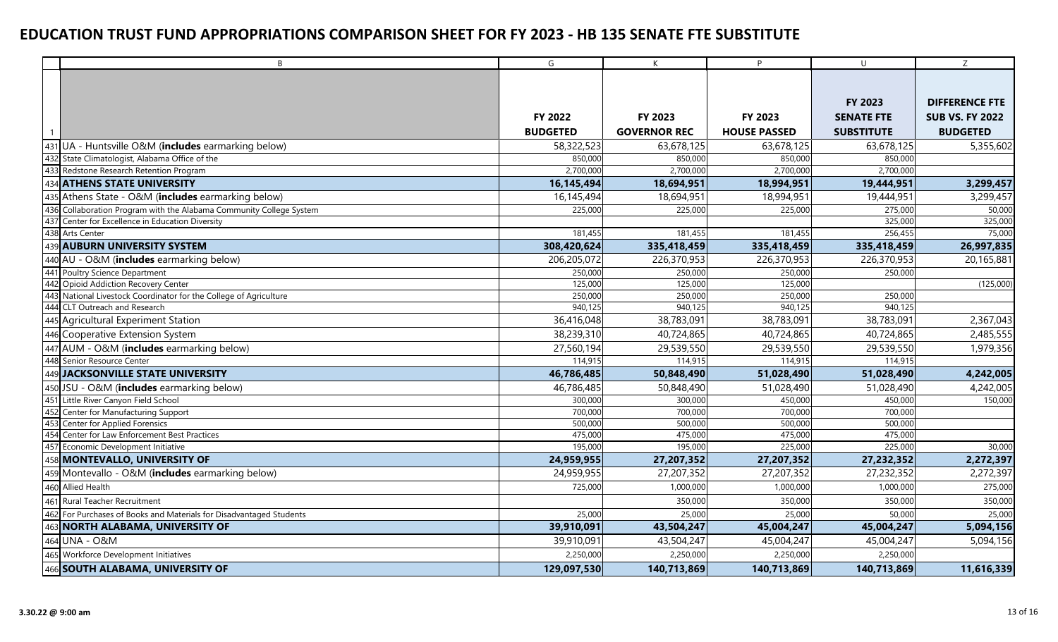# EDUCATION TRUST FUND APPROPRIATIONS COMPARISON SHEET FOR FY 2023 - HB 135 SENATE FTE SUBSTITUTE

| | B | G | K | P | U | Z |
|---|---|---|---|---|---|---|
| 1 | | FY 2022 BUDGETED | FY 2023 GOVERNOR REC | FY 2023 HOUSE PASSED | FY 2023 SENATE FTE SUBSTITUTE | DIFFERENCE FTE SUB VS. FY 2022 BUDGETED |
| 431 | UA - Huntsville O&M (**includes** earmarking below) | 58,322,523 | 63,678,125 | 63,678,125 | 63,678,125 | 5,355,602 |
| 432 | State Climatologist, Alabama Office of the | 850,000 | 850,000 | 850,000 | 850,000 | |
| 433 | Redstone Research Retention Program | 2,700,000 | 2,700,000 | 2,700,000 | 2,700,000 | |
| 434 | **ATHENS STATE UNIVERSITY** | **16,145,494** | **18,694,951** | **18,994,951** | **19,444,951** | **3,299,457** |
| 435 | Athens State - O&M (**includes** earmarking below) | 16,145,494 | 18,694,951 | 18,994,951 | 19,444,951 | 3,299,457 |
| 436 | Collaboration Program with the Alabama Community College System | 225,000 | 225,000 | 225,000 | 275,000 | 50,000 |
| 437 | Center for Excellence in Education Diversity | | | | 325,000 | 325,000 |
| 438 | Arts Center | 181,455 | 181,455 | 181,455 | 256,455 | 75,000 |
| 439 | **AUBURN UNIVERSITY SYSTEM** | **308,420,624** | **335,418,459** | **335,418,459** | **335,418,459** | **26,997,835** |
| 440 | AU - O&M (**includes** earmarking below) | 206,205,072 | 226,370,953 | 226,370,953 | 226,370,953 | 20,165,881 |
| 441 | Poultry Science Department | 250,000 | 250,000 | 250,000 | 250,000 | |
| 442 | Opioid Addiction Recovery Center | 125,000 | 125,000 | 125,000 | | (125,000) |
| 443 | National Livestock Coordinator for the College of Agriculture | 250,000 | 250,000 | 250,000 | 250,000 | |
| 444 | CLT Outreach and Research | 940,125 | 940,125 | 940,125 | 940,125 | |
| 445 | Agricultural Experiment Station | 36,416,048 | 38,783,091 | 38,783,091 | 38,783,091 | 2,367,043 |
| 446 | Cooperative Extension System | 38,239,310 | 40,724,865 | 40,724,865 | 40,724,865 | 2,485,555 |
| 447 | AUM - O&M (**includes** earmarking below) | 27,560,194 | 29,539,550 | 29,539,550 | 29,539,550 | 1,979,356 |
| 448 | Senior Resource Center | 114,915 | 114,915 | 114,915 | 114,915 | |
| 449 | **JACKSONVILLE STATE UNIVERSITY** | **46,786,485** | **50,848,490** | **51,028,490** | **51,028,490** | **4,242,005** |
| 450 | JSU - O&M (**includes** earmarking below) | 46,786,485 | 50,848,490 | 51,028,490 | 51,028,490 | 4,242,005 |
| 451 | Little River Canyon Field School | 300,000 | 300,000 | 450,000 | 450,000 | 150,000 |
| 452 | Center for Manufacturing Support | 700,000 | 700,000 | 700,000 | 700,000 | |
| 453 | Center for Applied Forensics | 500,000 | 500,000 | 500,000 | 500,000 | |
| 454 | Center for Law Enforcement Best Practices | 475,000 | 475,000 | 475,000 | 475,000 | |
| 457 | Economic Development Initiative | 195,000 | 195,000 | 225,000 | 225,000 | 30,000 |
| 458 | **MONTEVALLO, UNIVERSITY OF** | **24,959,955** | **27,207,352** | **27,207,352** | **27,232,352** | **2,272,397** |
| 459 | Montevallo - O&M (**includes** earmarking below) | 24,959,955 | 27,207,352 | 27,207,352 | 27,232,352 | 2,272,397 |
| 460 | Allied Health | 725,000 | 1,000,000 | 1,000,000 | 1,000,000 | 275,000 |
| 461 | Rural Teacher Recruitment | | 350,000 | 350,000 | 350,000 | 350,000 |
| 462 | For Purchases of Books and Materials for Disadvantaged Students | 25,000 | 25,000 | 25,000 | 50,000 | 25,000 |
| 463 | **NORTH ALABAMA, UNIVERSITY OF** | **39,910,091** | **43,504,247** | **45,004,247** | **45,004,247** | **5,094,156** |
| 464 | UNA - O&M | 39,910,091 | 43,504,247 | 45,004,247 | 45,004,247 | 5,094,156 |
| 465 | Workforce Development Initiatives | 2,250,000 | 2,250,000 | 2,250,000 | 2,250,000 | |
| 466 | **SOUTH ALABAMA, UNIVERSITY OF** | **129,097,530** | **140,713,869** | **140,713,869** | **140,713,869** | **11,616,339** |

3.30.22 @ 9:00 am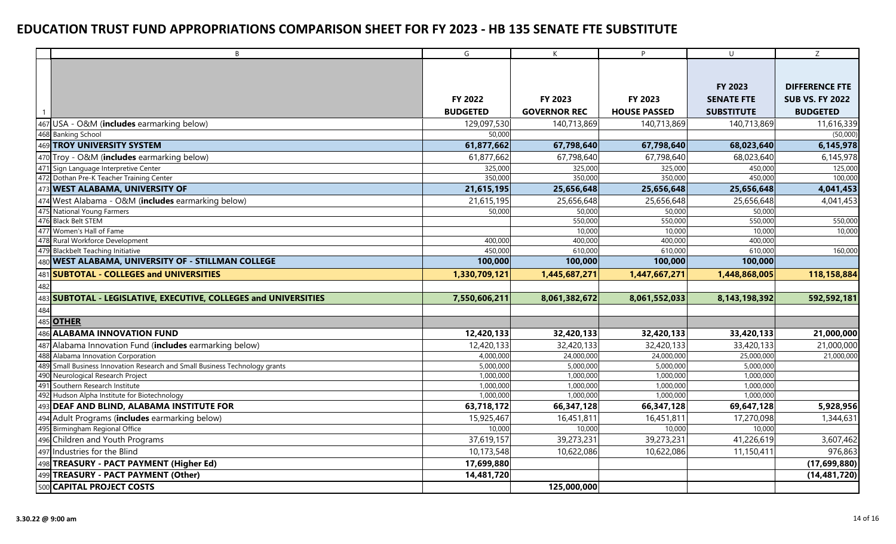# EDUCATION TRUST FUND APPROPRIATIONS COMPARISON SHEET FOR FY 2023 - HB 135 SENATE FTE SUBSTITUTE

| | B | G | K | P | U | Z |
|---|---|---|---|---|---|---|
| 1 | | **FY 2022 BUDGETED** | **FY 2023 GOVERNOR REC** | **FY 2023 HOUSE PASSED** | **FY 2023 SENATE FTE SUBSTITUTE** | **DIFFERENCE FTE SUB VS. FY 2022 BUDGETED** |
| 467 | USA - O&M (**includes** earmarking below) | 129,097,530 | 140,713,869 | 140,713,869 | 140,713,869 | 11,616,339 |
| 468 | Banking School | 50,000 | | | | (50,000) |
| 469 | **TROY UNIVERSITY SYSTEM** | **61,877,662** | **67,798,640** | **67,798,640** | **68,023,640** | **6,145,978** |
| 470 | Troy - O&M (**includes** earmarking below) | 61,877,662 | 67,798,640 | 67,798,640 | 68,023,640 | 6,145,978 |
| 471 | Sign Language Interpretive Center | 325,000 | 325,000 | 325,000 | 450,000 | 125,000 |
| 472 | Dothan Pre-K Teacher Training Center | 350,000 | 350,000 | 350,000 | 450,000 | 100,000 |
| 473 | **WEST ALABAMA, UNIVERSITY OF** | **21,615,195** | **25,656,648** | **25,656,648** | **25,656,648** | **4,041,453** |
| 474 | West Alabama - O&M (**includes** earmarking below) | 21,615,195 | 25,656,648 | 25,656,648 | 25,656,648 | 4,041,453 |
| 475 | National Young Farmers | 50,000 | 50,000 | 50,000 | 50,000 | |
| 476 | Black Belt STEM | | 550,000 | 550,000 | 550,000 | 550,000 |
| 477 | Women's Hall of Fame | | 10,000 | 10,000 | 10,000 | 10,000 |
| 478 | Rural Workforce Development | 400,000 | 400,000 | 400,000 | 400,000 | |
| 479 | Blackbelt Teaching Initiative | 450,000 | 610,000 | 610,000 | 610,000 | 160,000 |
| 480 | **WEST ALABAMA, UNIVERSITY OF - STILLMAN COLLEGE** | **100,000** | **100,000** | **100,000** | **100,000** | |
| 481 | **SUBTOTAL - COLLEGES and UNIVERSITIES** | **1,330,709,121** | **1,445,687,271** | **1,447,667,271** | **1,448,868,005** | **118,158,884** |
| 482 | | | | | | |
| 483 | **SUBTOTAL - LEGISLATIVE, EXECUTIVE, COLLEGES and UNIVERSITIES** | **7,550,606,211** | **8,061,382,672** | **8,061,552,033** | **8,143,198,392** | **592,592,181** |
| 484 | | | | | | |
| 485 | **OTHER** | | | | | |
| 486 | **ALABAMA INNOVATION FUND** | **12,420,133** | **32,420,133** | **32,420,133** | **33,420,133** | **21,000,000** |
| 487 | Alabama Innovation Fund (**includes** earmarking below) | 12,420,133 | 32,420,133 | 32,420,133 | 33,420,133 | 21,000,000 |
| 488 | Alabama Innovation Corporation | 4,000,000 | 24,000,000 | 24,000,000 | 25,000,000 | 21,000,000 |
| 489 | Small Business Innovation Research and Small Business Technology grants | 5,000,000 | 5,000,000 | 5,000,000 | 5,000,000 | |
| 490 | Neurological Research Project | 1,000,000 | 1,000,000 | 1,000,000 | 1,000,000 | |
| 491 | Southern Research Institute | 1,000,000 | 1,000,000 | 1,000,000 | 1,000,000 | |
| 492 | Hudson Alpha Institute for Biotechnology | 1,000,000 | 1,000,000 | 1,000,000 | 1,000,000 | |
| 493 | **DEAF AND BLIND, ALABAMA INSTITUTE FOR** | **63,718,172** | **66,347,128** | **66,347,128** | **69,647,128** | **5,928,956** |
| 494 | Adult Programs (**includes** earmarking below) | 15,925,467 | 16,451,811 | 16,451,811 | 17,270,098 | 1,344,631 |
| 495 | Birmingham Regional Office | 10,000 | 10,000 | 10,000 | 10,000 | |
| 496 | Children and Youth Programs | 37,619,157 | 39,273,231 | 39,273,231 | 41,226,619 | 3,607,462 |
| 497 | Industries for the Blind | 10,173,548 | 10,622,086 | 10,622,086 | 11,150,411 | 976,863 |
| 498 | **TREASURY - PACT PAYMENT (Higher Ed)** | **17,699,880** | | | | **(17,699,880)** |
| 499 | **TREASURY - PACT PAYMENT (Other)** | **14,481,720** | | | | **(14,481,720)** |
| 500 | **CAPITAL PROJECT COSTS** | | **125,000,000** | | | |

3.30.22 @ 9:00 am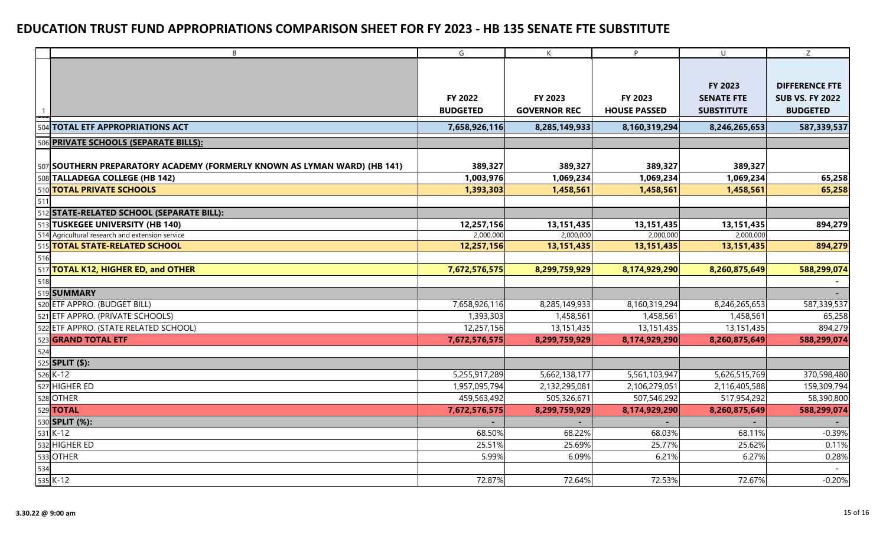# EDUCATION TRUST FUND APPROPRIATIONS COMPARISON SHEET FOR FY 2023 - HB 135 SENATE FTE SUBSTITUTE

| | B | G | K | P | U | Z |
|---|---|---|---|---|---|---|
| 1 | | **FY 2022 BUDGETED** | **FY 2023 GOVERNOR REC** | **FY 2023 HOUSE PASSED** | **FY 2023 SENATE FTE SUBSTITUTE** | **DIFFERENCE FTE SUB VS. FY 2022 BUDGETED** |
| 504 | **TOTAL ETF APPROPRIATIONS ACT** | **7,658,926,116** | **8,285,149,933** | **8,160,319,294** | **8,246,265,653** | **587,339,537** |
| 506 | **PRIVATE SCHOOLS (SEPARATE BILLS):** | | | | | |
| 507 | **SOUTHERN PREPARATORY ACADEMY (FORMERLY KNOWN AS LYMAN WARD) (HB 141)** | **389,327** | **389,327** | **389,327** | **389,327** | |
| 508 | **TALLADEGA COLLEGE (HB 142)** | **1,003,976** | **1,069,234** | **1,069,234** | **1,069,234** | **65,258** |
| 510 | **TOTAL PRIVATE SCHOOLS** | **1,393,303** | **1,458,561** | **1,458,561** | **1,458,561** | **65,258** |
| 511 | | | | | | |
| 512 | **STATE-RELATED SCHOOL (SEPARATE BILL):** | | | | | |
| 513 | **TUSKEGEE UNIVERSITY (HB 140)** | **12,257,156** | **13,151,435** | **13,151,435** | **13,151,435** | **894,279** |
| 514 | Agricultural research and extension service | 2,000,000 | 2,000,000 | 2,000,000 | 2,000,000 | |
| 515 | **TOTAL STATE-RELATED SCHOOL** | **12,257,156** | **13,151,435** | **13,151,435** | **13,151,435** | **894,279** |
| 516 | | | | | | |
| 517 | **TOTAL K12, HIGHER ED, and OTHER** | **7,672,576,575** | **8,299,759,929** | **8,174,929,290** | **8,260,875,649** | **588,299,074** |
| 518 | | | | | | - |
| 519 | **SUMMARY** | | | | | - |
| 520 | ETF APPRO. (BUDGET BILL) | 7,658,926,116 | 8,285,149,933 | 8,160,319,294 | 8,246,265,653 | 587,339,537 |
| 521 | ETF APPRO. (PRIVATE SCHOOLS) | 1,393,303 | 1,458,561 | 1,458,561 | 1,458,561 | 65,258 |
| 522 | ETF APPRO. (STATE RELATED SCHOOL) | 12,257,156 | 13,151,435 | 13,151,435 | 13,151,435 | 894,279 |
| 523 | **GRAND TOTAL ETF** | **7,672,576,575** | **8,299,759,929** | **8,174,929,290** | **8,260,875,649** | **588,299,074** |
| 524 | | | | | | |
| 525 | **SPLIT ($):** | | | | | |
| 526 | K-12 | 5,255,917,289 | 5,662,138,177 | 5,561,103,947 | 5,626,515,769 | 370,598,480 |
| 527 | HIGHER ED | 1,957,095,794 | 2,132,295,081 | 2,106,279,051 | 2,116,405,588 | 159,309,794 |
| 528 | OTHER | 459,563,492 | 505,326,671 | 507,546,292 | 517,954,292 | 58,390,800 |
| 529 | **TOTAL** | **7,672,576,575** | **8,299,759,929** | **8,174,929,290** | **8,260,875,649** | **588,299,074** |
| 530 | **SPLIT (%):** | - | - | - | - | - |
| 531 | K-12 | 68.50% | 68.22% | 68.03% | 68.11% | -0.39% |
| 532 | HIGHER ED | 25.51% | 25.69% | 25.77% | 25.62% | 0.11% |
| 533 | OTHER | 5.99% | 6.09% | 6.21% | 6.27% | 0.28% |
| 534 | | | | | | - |
| 535 | K-12 | 72.87% | 72.64% | 72.53% | 72.67% | -0.20% |

3.30.22 @ 9:00 am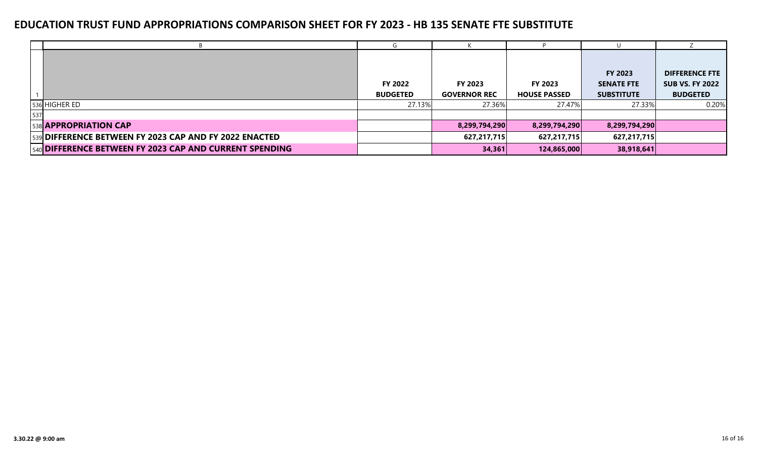# EDUCATION TRUST FUND APPROPRIATIONS COMPARISON SHEET FOR FY 2023 - HB 135 SENATE FTE SUBSTITUTE

| | B | G | K | P | U | Z |
|---|---|---|---|---|---|---|
| 1 | | **FY 2022 BUDGETED** | **FY 2023 GOVERNOR REC** | **FY 2023 HOUSE PASSED** | **FY 2023 SENATE FTE SUBSTITUTE** | **DIFFERENCE FTE SUB VS. FY 2022 BUDGETED** |
| 536 | HIGHER ED | 27.13% | 27.36% | 27.47% | 27.33% | 0.20% |
| 537 | | | | | | |
| 538 | **APPROPRIATION CAP** | | **8,299,794,290** | **8,299,794,290** | **8,299,794,290** | |
| 539 | **DIFFERENCE BETWEEN FY 2023 CAP AND FY 2022 ENACTED** | | **627,217,715** | **627,217,715** | **627,217,715** | |
| 540 | **DIFFERENCE BETWEEN FY 2023 CAP AND CURRENT SPENDING** | | **34,361** | **124,865,000** | **38,918,641** | |

**3.30.22 @ 9:00 am**